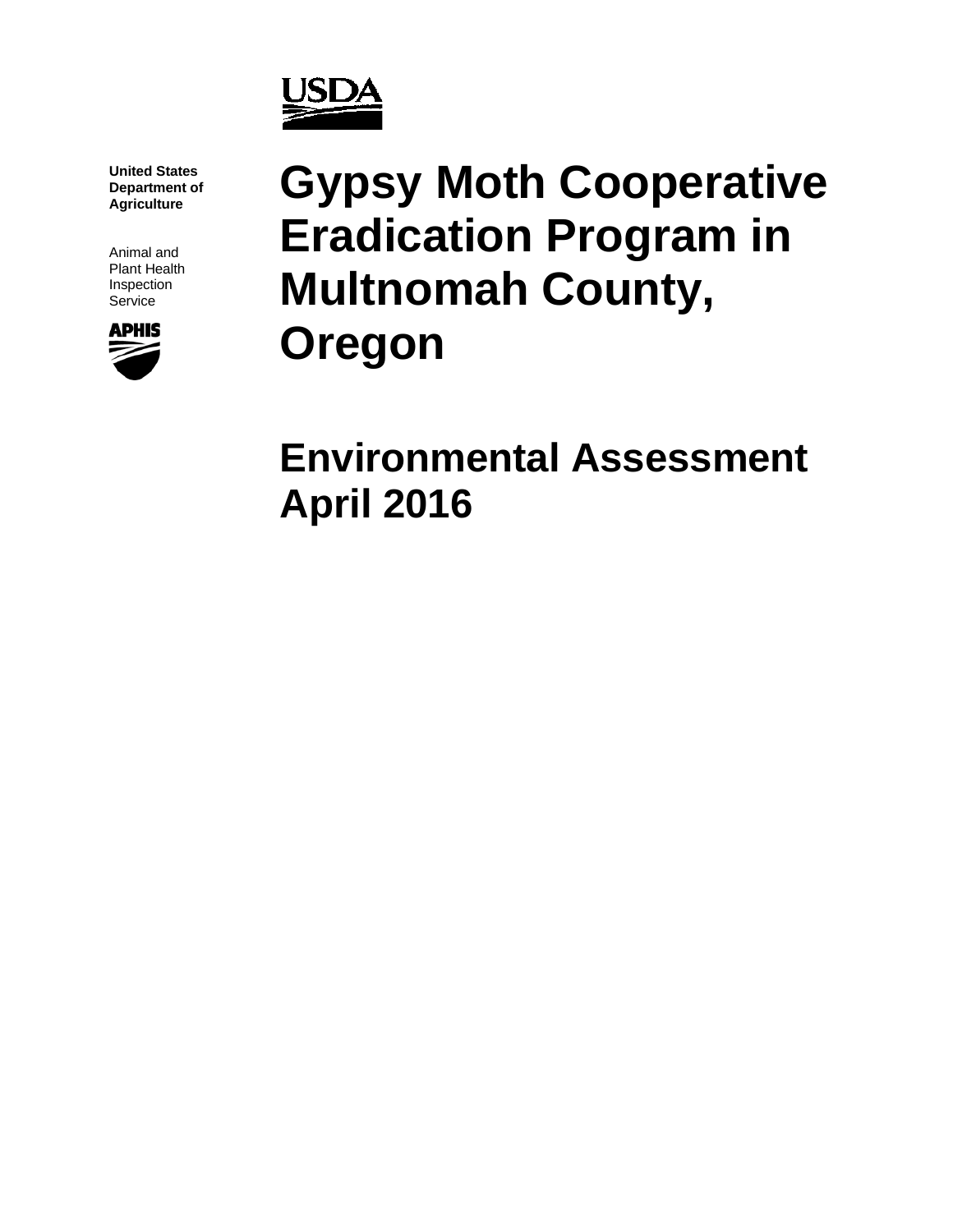USDA

**United States Department of Agriculture**

Animal and Plant Health Inspection Service

APHIS

# Gypsy Moth Cooperative Eradication Program in Multnomah County, Oregon

## Environmental Assessment April 2016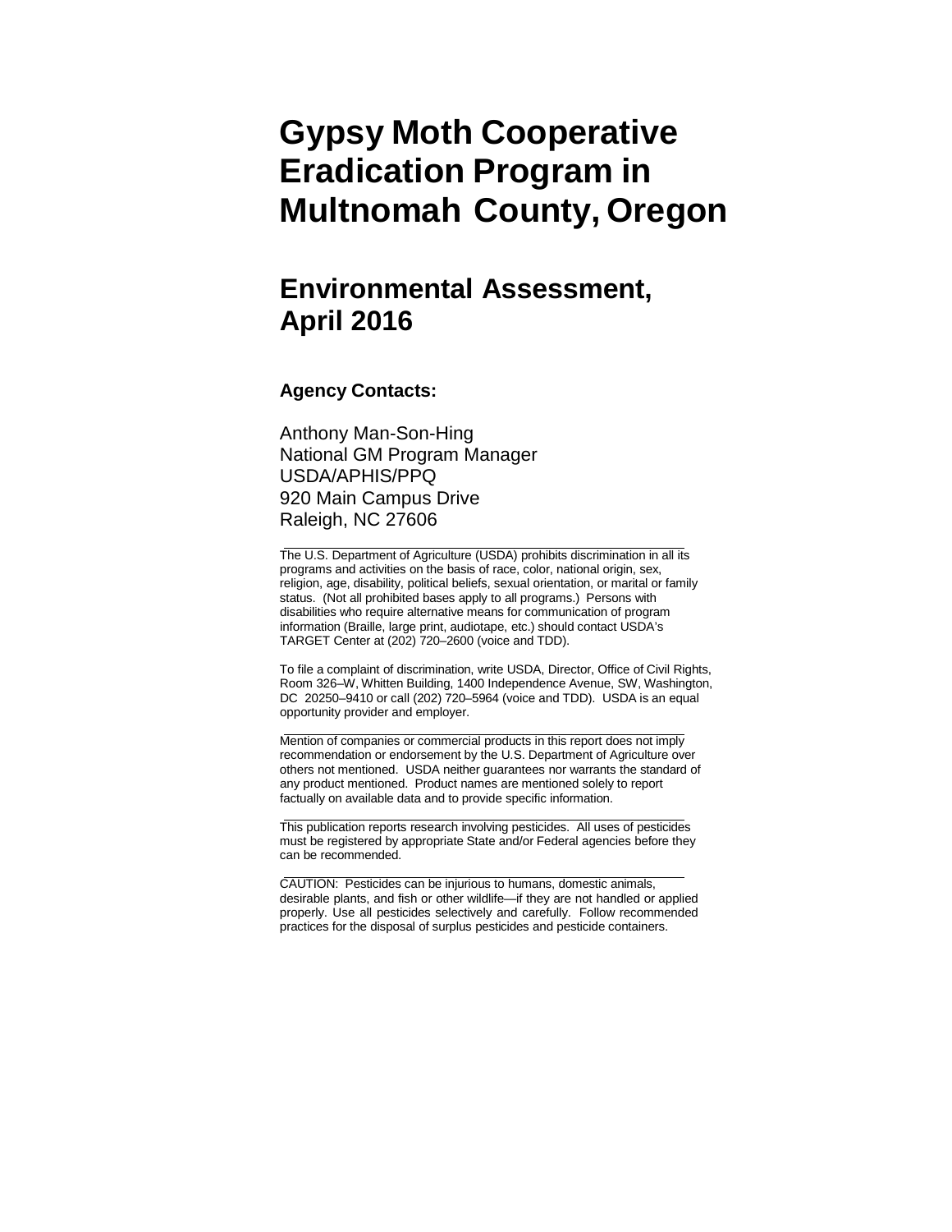# Gypsy Moth Cooperative Eradication Program in Multnomah County, Oregon

## Environmental Assessment, April 2016

### Agency Contacts:

Anthony Man-Son-Hing
National GM Program Manager
USDA/APHIS/PPQ
920 Main Campus Drive
Raleigh, NC 27606

---

The U.S. Department of Agriculture (USDA) prohibits discrimination in all its programs and activities on the basis of race, color, national origin, sex, religion, age, disability, political beliefs, sexual orientation, or marital or family status. (Not all prohibited bases apply to all programs.) Persons with disabilities who require alternative means for communication of program information (Braille, large print, audiotape, etc.) should contact USDA's TARGET Center at (202) 720–2600 (voice and TDD).

To file a complaint of discrimination, write USDA, Director, Office of Civil Rights, Room 326–W, Whitten Building, 1400 Independence Avenue, SW, Washington, DC 20250–9410 or call (202) 720–5964 (voice and TDD). USDA is an equal opportunity provider and employer.

---

Mention of companies or commercial products in this report does not imply recommendation or endorsement by the U.S. Department of Agriculture over others not mentioned. USDA neither guarantees nor warrants the standard of any product mentioned. Product names are mentioned solely to report factually on available data and to provide specific information.

---

This publication reports research involving pesticides. All uses of pesticides must be registered by appropriate State and/or Federal agencies before they can be recommended.

---

CAUTION: Pesticides can be injurious to humans, domestic animals, desirable plants, and fish or other wildlife—if they are not handled or applied properly. Use all pesticides selectively and carefully. Follow recommended practices for the disposal of surplus pesticides and pesticide containers.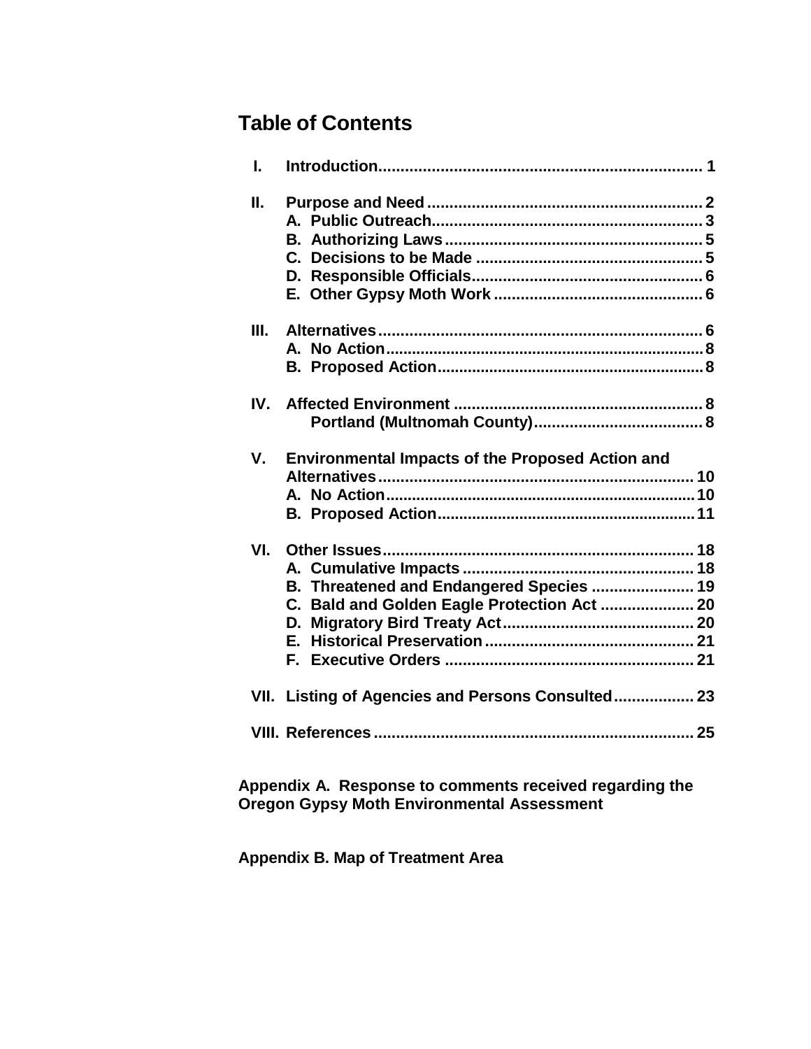# Table of Contents

I. Introduction........................................................................ 1

II. Purpose and Need ............................................................. 2
- A. Public Outreach............................................................ 3
- B. Authorizing Laws .......................................................... 5
- C. Decisions to be Made .................................................. 5
- D. Responsible Officials................................................... 6
- E. Other Gypsy Moth Work .............................................. 6

III. Alternatives ........................................................................ 6
- A. No Action........................................................................ 8
- B. Proposed Action............................................................ 8

IV. Affected Environment ....................................................... 8
- Portland (Multnomah County)...................................... 8

V. Environmental Impacts of the Proposed Action and Alternatives...................................................................... 10
- A. No Action...................................................................... 10
- B. Proposed Action.......................................................... 11

VI. Other Issues ..................................................................... 18
- A. Cumulative Impacts ................................................... 18
- B. Threatened and Endangered Species ....................... 19
- C. Bald and Golden Eagle Protection Act ..................... 20
- D. Migratory Bird Treaty Act........................................... 20
- E. Historical Preservation ............................................... 21
- F. Executive Orders ........................................................ 21

VII. Listing of Agencies and Persons Consulted.................. 23

VIII. References ....................................................................... 25

**Appendix A. Response to comments received regarding the Oregon Gypsy Moth Environmental Assessment**

**Appendix B. Map of Treatment Area**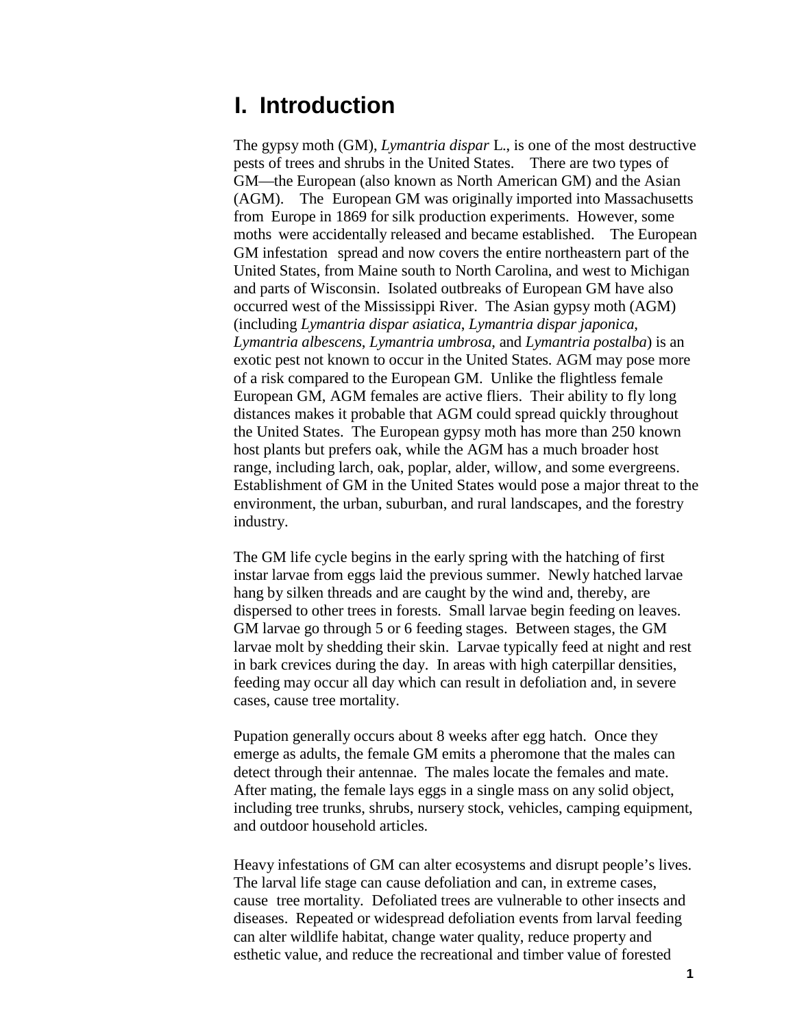# I. Introduction

The gypsy moth (GM), *Lymantria dispar* L., is one of the most destructive pests of trees and shrubs in the United States. There are two types of GM—the European (also known as North American GM) and the Asian (AGM). The European GM was originally imported into Massachusetts from Europe in 1869 for silk production experiments. However, some moths were accidentally released and became established. The European GM infestation spread and now covers the entire northeastern part of the United States, from Maine south to North Carolina, and west to Michigan and parts of Wisconsin. Isolated outbreaks of European GM have also occurred west of the Mississippi River. The Asian gypsy moth (AGM) (including *Lymantria dispar asiatica*, *Lymantria dispar japonica*, *Lymantria albescens*, *Lymantria umbrosa*, and *Lymantria postalba*) is an exotic pest not known to occur in the United States. AGM may pose more of a risk compared to the European GM. Unlike the flightless female European GM, AGM females are active fliers. Their ability to fly long distances makes it probable that AGM could spread quickly throughout the United States. The European gypsy moth has more than 250 known host plants but prefers oak, while the AGM has a much broader host range, including larch, oak, poplar, alder, willow, and some evergreens. Establishment of GM in the United States would pose a major threat to the environment, the urban, suburban, and rural landscapes, and the forestry industry.

The GM life cycle begins in the early spring with the hatching of first instar larvae from eggs laid the previous summer. Newly hatched larvae hang by silken threads and are caught by the wind and, thereby, are dispersed to other trees in forests. Small larvae begin feeding on leaves. GM larvae go through 5 or 6 feeding stages. Between stages, the GM larvae molt by shedding their skin. Larvae typically feed at night and rest in bark crevices during the day. In areas with high caterpillar densities, feeding may occur all day which can result in defoliation and, in severe cases, cause tree mortality.

Pupation generally occurs about 8 weeks after egg hatch. Once they emerge as adults, the female GM emits a pheromone that the males can detect through their antennae. The males locate the females and mate. After mating, the female lays eggs in a single mass on any solid object, including tree trunks, shrubs, nursery stock, vehicles, camping equipment, and outdoor household articles.

Heavy infestations of GM can alter ecosystems and disrupt people's lives. The larval life stage can cause defoliation and can, in extreme cases, cause tree mortality. Defoliated trees are vulnerable to other insects and diseases. Repeated or widespread defoliation events from larval feeding can alter wildlife habitat, change water quality, reduce property and esthetic value, and reduce the recreational and timber value of forested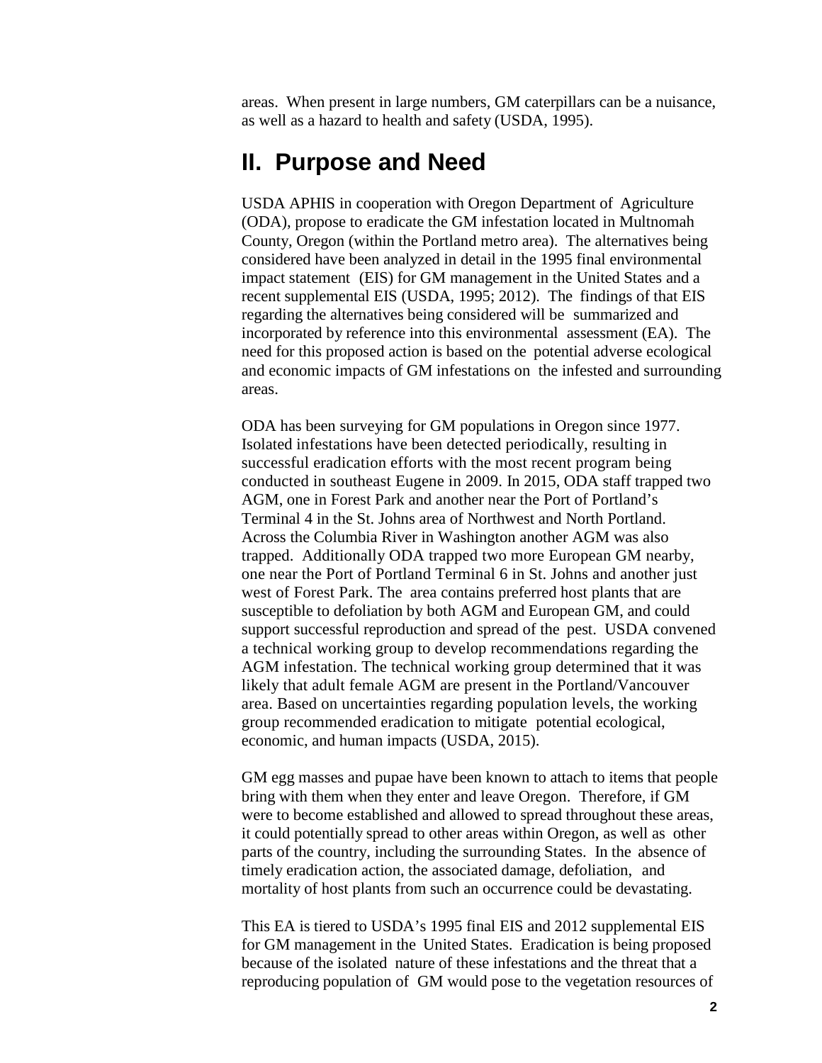areas. When present in large numbers, GM caterpillars can be a nuisance, as well as a hazard to health and safety (USDA, 1995).

# II. Purpose and Need

USDA APHIS in cooperation with Oregon Department of Agriculture (ODA), propose to eradicate the GM infestation located in Multnomah County, Oregon (within the Portland metro area). The alternatives being considered have been analyzed in detail in the 1995 final environmental impact statement (EIS) for GM management in the United States and a recent supplemental EIS (USDA, 1995; 2012). The findings of that EIS regarding the alternatives being considered will be summarized and incorporated by reference into this environmental assessment (EA). The need for this proposed action is based on the potential adverse ecological and economic impacts of GM infestations on the infested and surrounding areas.

ODA has been surveying for GM populations in Oregon since 1977. Isolated infestations have been detected periodically, resulting in successful eradication efforts with the most recent program being conducted in southeast Eugene in 2009. In 2015, ODA staff trapped two AGM, one in Forest Park and another near the Port of Portland's Terminal 4 in the St. Johns area of Northwest and North Portland. Across the Columbia River in Washington another AGM was also trapped. Additionally ODA trapped two more European GM nearby, one near the Port of Portland Terminal 6 in St. Johns and another just west of Forest Park. The area contains preferred host plants that are susceptible to defoliation by both AGM and European GM, and could support successful reproduction and spread of the pest. USDA convened a technical working group to develop recommendations regarding the AGM infestation. The technical working group determined that it was likely that adult female AGM are present in the Portland/Vancouver area. Based on uncertainties regarding population levels, the working group recommended eradication to mitigate potential ecological, economic, and human impacts (USDA, 2015).

GM egg masses and pupae have been known to attach to items that people bring with them when they enter and leave Oregon. Therefore, if GM were to become established and allowed to spread throughout these areas, it could potentially spread to other areas within Oregon, as well as other parts of the country, including the surrounding States. In the absence of timely eradication action, the associated damage, defoliation, and mortality of host plants from such an occurrence could be devastating.

This EA is tiered to USDA's 1995 final EIS and 2012 supplemental EIS for GM management in the United States. Eradication is being proposed because of the isolated nature of these infestations and the threat that a reproducing population of GM would pose to the vegetation resources of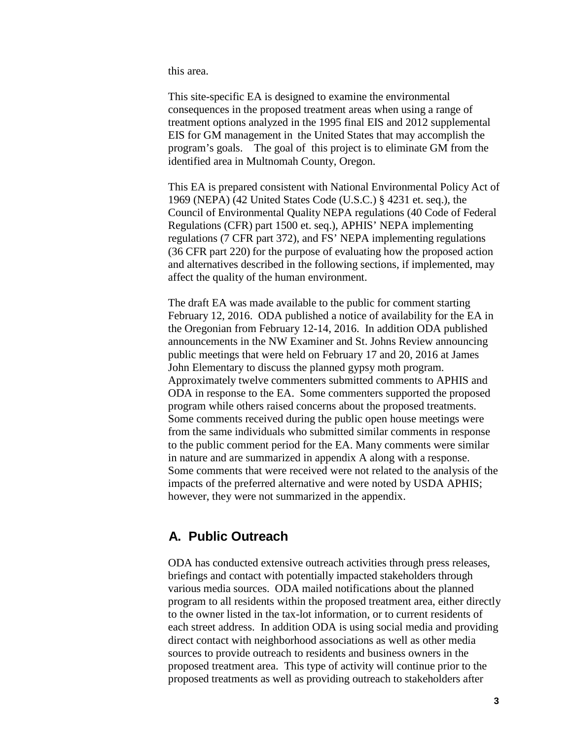this area.

This site-specific EA is designed to examine the environmental consequences in the proposed treatment areas when using a range of treatment options analyzed in the 1995 final EIS and 2012 supplemental EIS for GM management in the United States that may accomplish the program's goals. The goal of this project is to eliminate GM from the identified area in Multnomah County, Oregon.

This EA is prepared consistent with National Environmental Policy Act of 1969 (NEPA) (42 United States Code (U.S.C.) § 4231 et. seq.), the Council of Environmental Quality NEPA regulations (40 Code of Federal Regulations (CFR) part 1500 et. seq.), APHIS' NEPA implementing regulations (7 CFR part 372), and FS' NEPA implementing regulations (36 CFR part 220) for the purpose of evaluating how the proposed action and alternatives described in the following sections, if implemented, may affect the quality of the human environment.

The draft EA was made available to the public for comment starting February 12, 2016. ODA published a notice of availability for the EA in the Oregonian from February 12-14, 2016. In addition ODA published announcements in the NW Examiner and St. Johns Review announcing public meetings that were held on February 17 and 20, 2016 at James John Elementary to discuss the planned gypsy moth program. Approximately twelve commenters submitted comments to APHIS and ODA in response to the EA. Some commenters supported the proposed program while others raised concerns about the proposed treatments. Some comments received during the public open house meetings were from the same individuals who submitted similar comments in response to the public comment period for the EA. Many comments were similar in nature and are summarized in appendix A along with a response. Some comments that were received were not related to the analysis of the impacts of the preferred alternative and were noted by USDA APHIS; however, they were not summarized in the appendix.

## A. Public Outreach

ODA has conducted extensive outreach activities through press releases, briefings and contact with potentially impacted stakeholders through various media sources. ODA mailed notifications about the planned program to all residents within the proposed treatment area, either directly to the owner listed in the tax-lot information, or to current residents of each street address. In addition ODA is using social media and providing direct contact with neighborhood associations as well as other media sources to provide outreach to residents and business owners in the proposed treatment area. This type of activity will continue prior to the proposed treatments as well as providing outreach to stakeholders after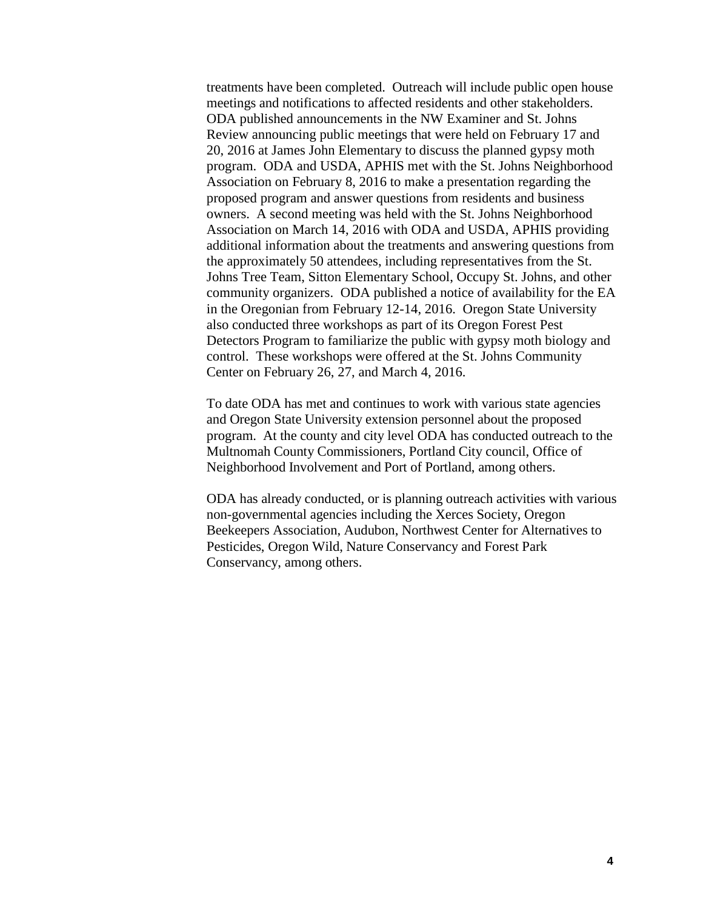treatments have been completed. Outreach will include public open house meetings and notifications to affected residents and other stakeholders. ODA published announcements in the NW Examiner and St. Johns Review announcing public meetings that were held on February 17 and 20, 2016 at James John Elementary to discuss the planned gypsy moth program. ODA and USDA, APHIS met with the St. Johns Neighborhood Association on February 8, 2016 to make a presentation regarding the proposed program and answer questions from residents and business owners. A second meeting was held with the St. Johns Neighborhood Association on March 14, 2016 with ODA and USDA, APHIS providing additional information about the treatments and answering questions from the approximately 50 attendees, including representatives from the St. Johns Tree Team, Sitton Elementary School, Occupy St. Johns, and other community organizers. ODA published a notice of availability for the EA in the Oregonian from February 12-14, 2016. Oregon State University also conducted three workshops as part of its Oregon Forest Pest Detectors Program to familiarize the public with gypsy moth biology and control. These workshops were offered at the St. Johns Community Center on February 26, 27, and March 4, 2016.

To date ODA has met and continues to work with various state agencies and Oregon State University extension personnel about the proposed program. At the county and city level ODA has conducted outreach to the Multnomah County Commissioners, Portland City council, Office of Neighborhood Involvement and Port of Portland, among others.

ODA has already conducted, or is planning outreach activities with various non-governmental agencies including the Xerces Society, Oregon Beekeepers Association, Audubon, Northwest Center for Alternatives to Pesticides, Oregon Wild, Nature Conservancy and Forest Park Conservancy, among others.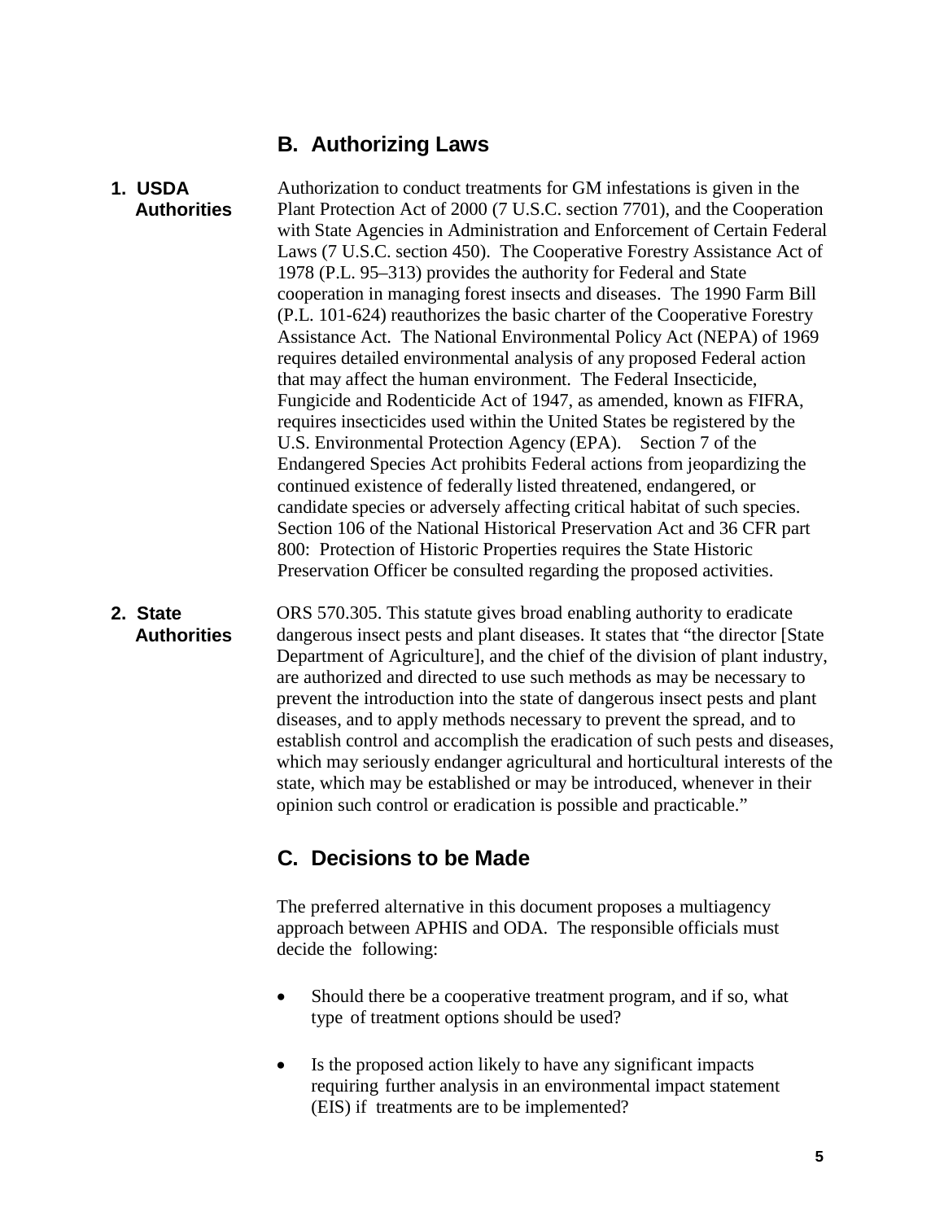## B. Authorizing Laws

**1. USDA Authorities**

Authorization to conduct treatments for GM infestations is given in the Plant Protection Act of 2000 (7 U.S.C. section 7701), and the Cooperation with State Agencies in Administration and Enforcement of Certain Federal Laws (7 U.S.C. section 450). The Cooperative Forestry Assistance Act of 1978 (P.L. 95–313) provides the authority for Federal and State cooperation in managing forest insects and diseases. The 1990 Farm Bill (P.L. 101-624) reauthorizes the basic charter of the Cooperative Forestry Assistance Act. The National Environmental Policy Act (NEPA) of 1969 requires detailed environmental analysis of any proposed Federal action that may affect the human environment. The Federal Insecticide, Fungicide and Rodenticide Act of 1947, as amended, known as FIFRA, requires insecticides used within the United States be registered by the U.S. Environmental Protection Agency (EPA). Section 7 of the Endangered Species Act prohibits Federal actions from jeopardizing the continued existence of federally listed threatened, endangered, or candidate species or adversely affecting critical habitat of such species. Section 106 of the National Historical Preservation Act and 36 CFR part 800: Protection of Historic Properties requires the State Historic Preservation Officer be consulted regarding the proposed activities.

**2. State Authorities**

ORS 570.305. This statute gives broad enabling authority to eradicate dangerous insect pests and plant diseases. It states that "the director [State Department of Agriculture], and the chief of the division of plant industry, are authorized and directed to use such methods as may be necessary to prevent the introduction into the state of dangerous insect pests and plant diseases, and to apply methods necessary to prevent the spread, and to establish control and accomplish the eradication of such pests and diseases, which may seriously endanger agricultural and horticultural interests of the state, which may be established or may be introduced, whenever in their opinion such control or eradication is possible and practicable."

## C. Decisions to be Made

The preferred alternative in this document proposes a multiagency approach between APHIS and ODA. The responsible officials must decide the following:

- Should there be a cooperative treatment program, and if so, what type of treatment options should be used?
- Is the proposed action likely to have any significant impacts requiring further analysis in an environmental impact statement (EIS) if treatments are to be implemented?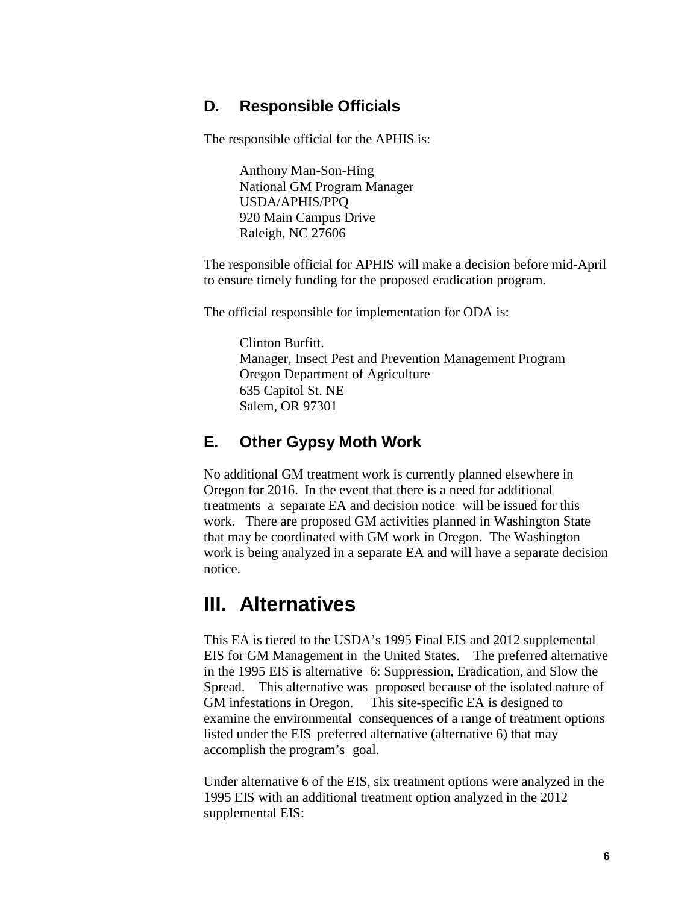### D. Responsible Officials

The responsible official for the APHIS is:

Anthony Man-Son-Hing
National GM Program Manager
USDA/APHIS/PPQ
920 Main Campus Drive
Raleigh, NC 27606

The responsible official for APHIS will make a decision before mid-April to ensure timely funding for the proposed eradication program.

The official responsible for implementation for ODA is:

Clinton Burfitt.
Manager, Insect Pest and Prevention Management Program
Oregon Department of Agriculture
635 Capitol St. NE
Salem, OR 97301

### E. Other Gypsy Moth Work

No additional GM treatment work is currently planned elsewhere in Oregon for 2016. In the event that there is a need for additional treatments a separate EA and decision notice will be issued for this work. There are proposed GM activities planned in Washington State that may be coordinated with GM work in Oregon. The Washington work is being analyzed in a separate EA and will have a separate decision notice.

# III. Alternatives

This EA is tiered to the USDA's 1995 Final EIS and 2012 supplemental EIS for GM Management in the United States. The preferred alternative in the 1995 EIS is alternative 6: Suppression, Eradication, and Slow the Spread. This alternative was proposed because of the isolated nature of GM infestations in Oregon. This site-specific EA is designed to examine the environmental consequences of a range of treatment options listed under the EIS preferred alternative (alternative 6) that may accomplish the program's goal.

Under alternative 6 of the EIS, six treatment options were analyzed in the 1995 EIS with an additional treatment option analyzed in the 2012 supplemental EIS: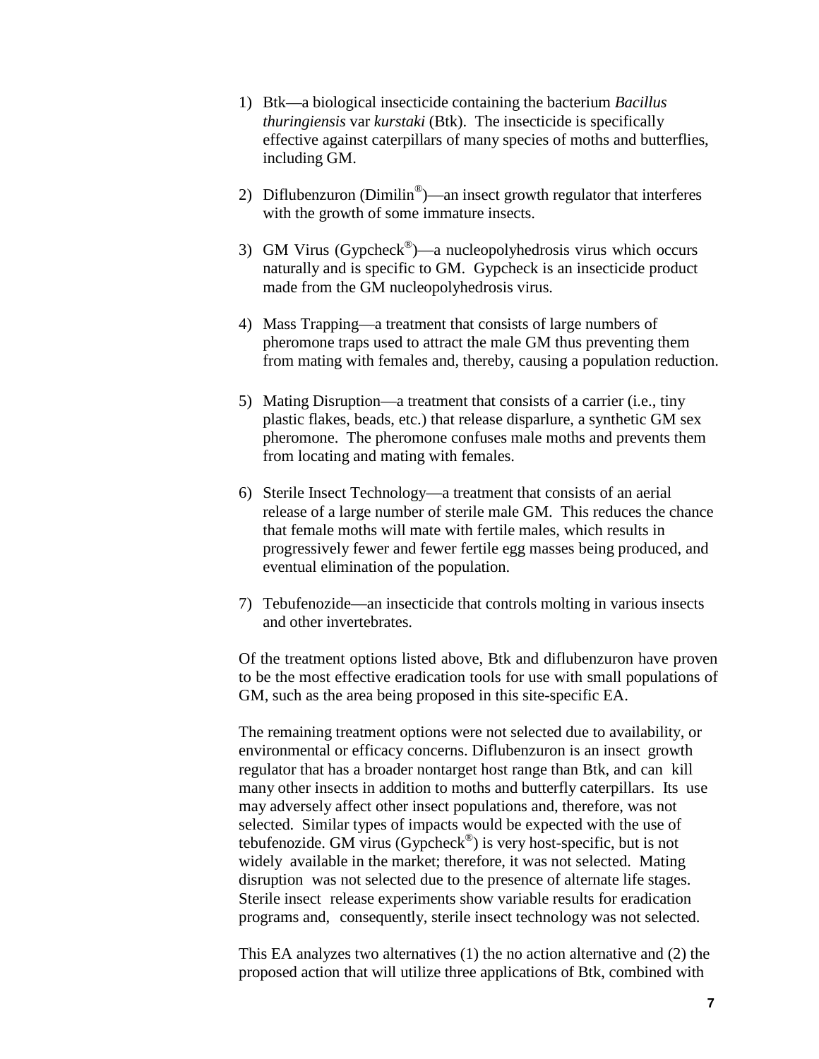1) Btk—a biological insecticide containing the bacterium *Bacillus thuringiensis* var *kurstaki* (Btk). The insecticide is specifically effective against caterpillars of many species of moths and butterflies, including GM.

2) Diflubenzuron (Dimilin®)—an insect growth regulator that interferes with the growth of some immature insects.

3) GM Virus (Gypcheck®)—a nucleopolyhedrosis virus which occurs naturally and is specific to GM. Gypcheck is an insecticide product made from the GM nucleopolyhedrosis virus.

4) Mass Trapping—a treatment that consists of large numbers of pheromone traps used to attract the male GM thus preventing them from mating with females and, thereby, causing a population reduction.

5) Mating Disruption—a treatment that consists of a carrier (i.e., tiny plastic flakes, beads, etc.) that release disparlure, a synthetic GM sex pheromone. The pheromone confuses male moths and prevents them from locating and mating with females.

6) Sterile Insect Technology—a treatment that consists of an aerial release of a large number of sterile male GM. This reduces the chance that female moths will mate with fertile males, which results in progressively fewer and fewer fertile egg masses being produced, and eventual elimination of the population.

7) Tebufenozide—an insecticide that controls molting in various insects and other invertebrates.

Of the treatment options listed above, Btk and diflubenzuron have proven to be the most effective eradication tools for use with small populations of GM, such as the area being proposed in this site-specific EA.

The remaining treatment options were not selected due to availability, or environmental or efficacy concerns. Diflubenzuron is an insect growth regulator that has a broader nontarget host range than Btk, and can kill many other insects in addition to moths and butterfly caterpillars. Its use may adversely affect other insect populations and, therefore, was not selected. Similar types of impacts would be expected with the use of tebufenozide. GM virus (Gypcheck®) is very host-specific, but is not widely available in the market; therefore, it was not selected. Mating disruption was not selected due to the presence of alternate life stages. Sterile insect release experiments show variable results for eradication programs and, consequently, sterile insect technology was not selected.

This EA analyzes two alternatives (1) the no action alternative and (2) the proposed action that will utilize three applications of Btk, combined with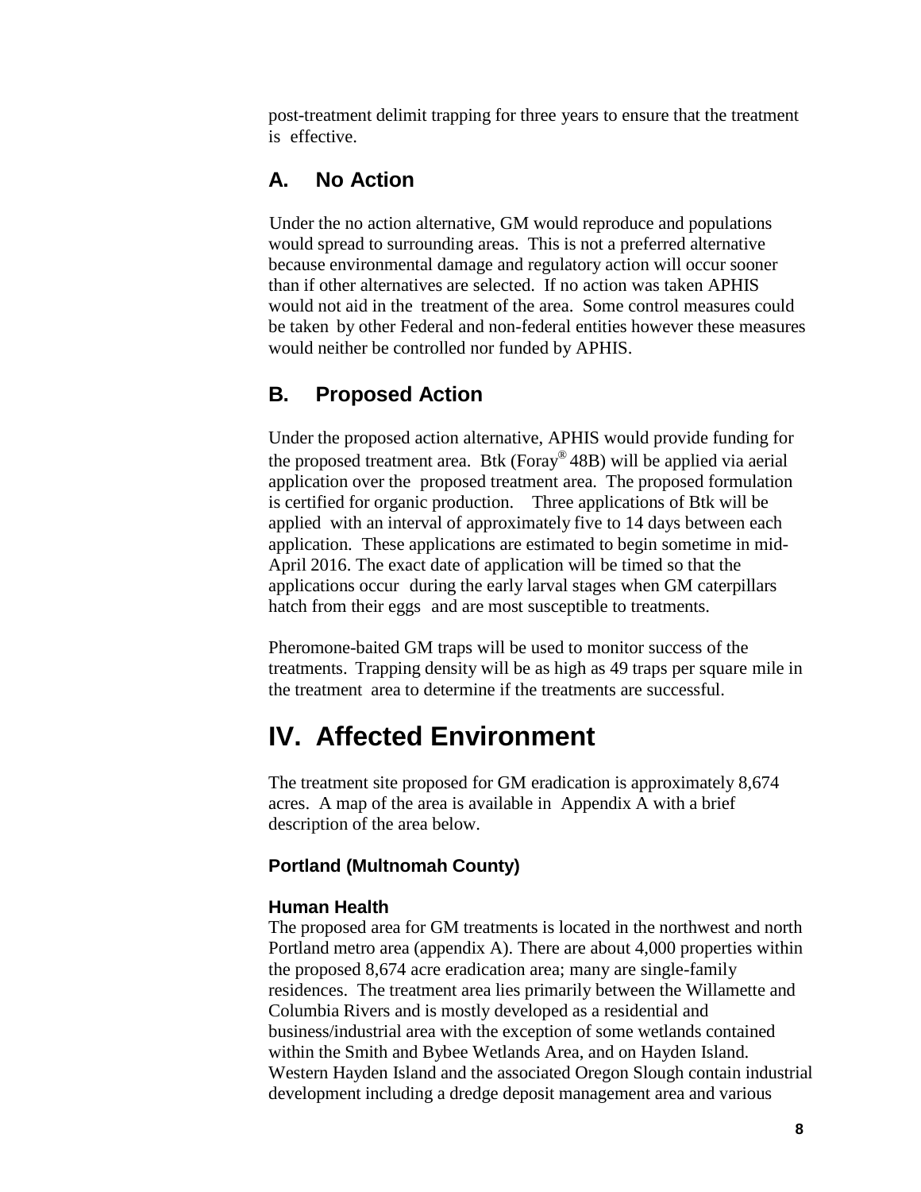post-treatment delimit trapping for three years to ensure that the treatment is effective.

## A. No Action

Under the no action alternative, GM would reproduce and populations would spread to surrounding areas. This is not a preferred alternative because environmental damage and regulatory action will occur sooner than if other alternatives are selected. If no action was taken APHIS would not aid in the treatment of the area. Some control measures could be taken by other Federal and non-federal entities however these measures would neither be controlled nor funded by APHIS.

## B. Proposed Action

Under the proposed action alternative, APHIS would provide funding for the proposed treatment area. Btk (Foray® 48B) will be applied via aerial application over the proposed treatment area. The proposed formulation is certified for organic production. Three applications of Btk will be applied with an interval of approximately five to 14 days between each application. These applications are estimated to begin sometime in mid-April 2016. The exact date of application will be timed so that the applications occur during the early larval stages when GM caterpillars hatch from their eggs and are most susceptible to treatments.

Pheromone-baited GM traps will be used to monitor success of the treatments. Trapping density will be as high as 49 traps per square mile in the treatment area to determine if the treatments are successful.

# IV. Affected Environment

The treatment site proposed for GM eradication is approximately 8,674 acres. A map of the area is available in Appendix A with a brief description of the area below.

### Portland (Multnomah County)

#### Human Health

The proposed area for GM treatments is located in the northwest and north Portland metro area (appendix A). There are about 4,000 properties within the proposed 8,674 acre eradication area; many are single-family residences. The treatment area lies primarily between the Willamette and Columbia Rivers and is mostly developed as a residential and business/industrial area with the exception of some wetlands contained within the Smith and Bybee Wetlands Area, and on Hayden Island. Western Hayden Island and the associated Oregon Slough contain industrial development including a dredge deposit management area and various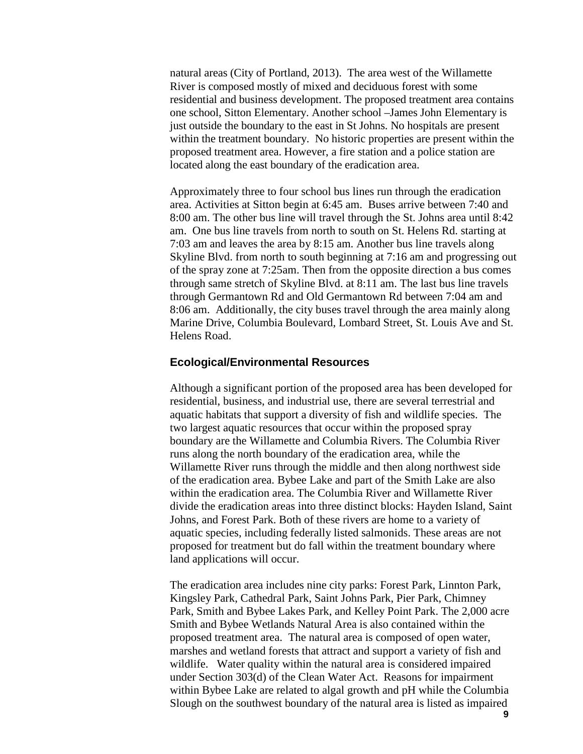natural areas (City of Portland, 2013). The area west of the Willamette River is composed mostly of mixed and deciduous forest with some residential and business development. The proposed treatment area contains one school, Sitton Elementary. Another school –James John Elementary is just outside the boundary to the east in St Johns. No hospitals are present within the treatment boundary. No historic properties are present within the proposed treatment area. However, a fire station and a police station are located along the east boundary of the eradication area.

Approximately three to four school bus lines run through the eradication area. Activities at Sitton begin at 6:45 am. Buses arrive between 7:40 and 8:00 am. The other bus line will travel through the St. Johns area until 8:42 am. One bus line travels from north to south on St. Helens Rd. starting at 7:03 am and leaves the area by 8:15 am. Another bus line travels along Skyline Blvd. from north to south beginning at 7:16 am and progressing out of the spray zone at 7:25am. Then from the opposite direction a bus comes through same stretch of Skyline Blvd. at 8:11 am. The last bus line travels through Germantown Rd and Old Germantown Rd between 7:04 am and 8:06 am. Additionally, the city buses travel through the area mainly along Marine Drive, Columbia Boulevard, Lombard Street, St. Louis Ave and St. Helens Road.

### Ecological/Environmental Resources

Although a significant portion of the proposed area has been developed for residential, business, and industrial use, there are several terrestrial and aquatic habitats that support a diversity of fish and wildlife species. The two largest aquatic resources that occur within the proposed spray boundary are the Willamette and Columbia Rivers. The Columbia River runs along the north boundary of the eradication area, while the Willamette River runs through the middle and then along northwest side of the eradication area. Bybee Lake and part of the Smith Lake are also within the eradication area. The Columbia River and Willamette River divide the eradication areas into three distinct blocks: Hayden Island, Saint Johns, and Forest Park. Both of these rivers are home to a variety of aquatic species, including federally listed salmonids. These areas are not proposed for treatment but do fall within the treatment boundary where land applications will occur.

The eradication area includes nine city parks: Forest Park, Linnton Park, Kingsley Park, Cathedral Park, Saint Johns Park, Pier Park, Chimney Park, Smith and Bybee Lakes Park, and Kelley Point Park. The 2,000 acre Smith and Bybee Wetlands Natural Area is also contained within the proposed treatment area. The natural area is composed of open water, marshes and wetland forests that attract and support a variety of fish and wildlife. Water quality within the natural area is considered impaired under Section 303(d) of the Clean Water Act. Reasons for impairment within Bybee Lake are related to algal growth and pH while the Columbia Slough on the southwest boundary of the natural area is listed as impaired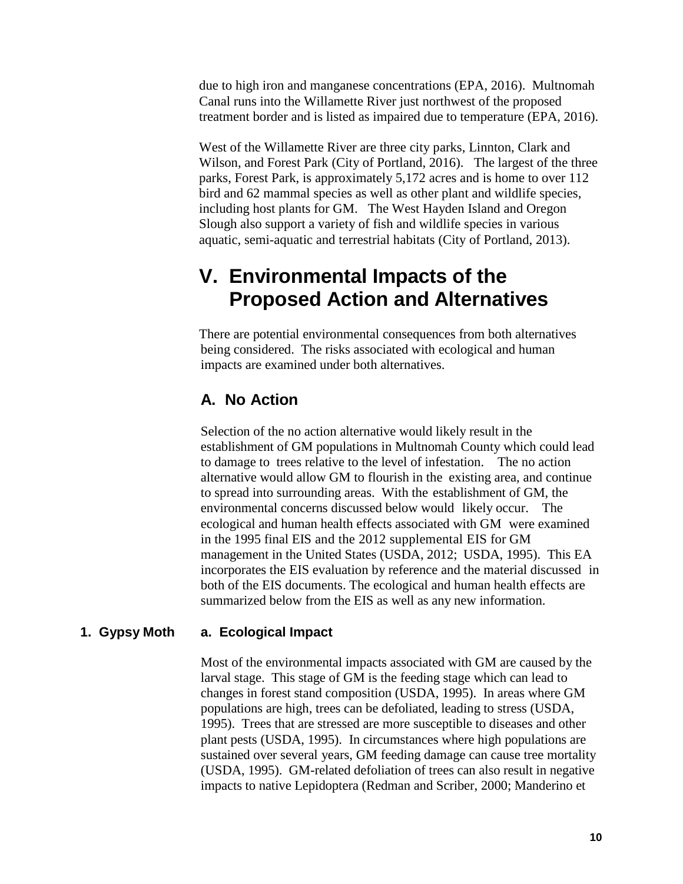due to high iron and manganese concentrations (EPA, 2016). Multnomah Canal runs into the Willamette River just northwest of the proposed treatment border and is listed as impaired due to temperature (EPA, 2016).

West of the Willamette River are three city parks, Linnton, Clark and Wilson, and Forest Park (City of Portland, 2016). The largest of the three parks, Forest Park, is approximately 5,172 acres and is home to over 112 bird and 62 mammal species as well as other plant and wildlife species, including host plants for GM. The West Hayden Island and Oregon Slough also support a variety of fish and wildlife species in various aquatic, semi-aquatic and terrestrial habitats (City of Portland, 2013).

# V. Environmental Impacts of the Proposed Action and Alternatives

There are potential environmental consequences from both alternatives being considered. The risks associated with ecological and human impacts are examined under both alternatives.

## A. No Action

Selection of the no action alternative would likely result in the establishment of GM populations in Multnomah County which could lead to damage to trees relative to the level of infestation. The no action alternative would allow GM to flourish in the existing area, and continue to spread into surrounding areas. With the establishment of GM, the environmental concerns discussed below would likely occur. The ecological and human health effects associated with GM were examined in the 1995 final EIS and the 2012 supplemental EIS for GM management in the United States (USDA, 2012; USDA, 1995). This EA incorporates the EIS evaluation by reference and the material discussed in both of the EIS documents. The ecological and human health effects are summarized below from the EIS as well as any new information.

### 1. Gypsy Moth

#### a. Ecological Impact

Most of the environmental impacts associated with GM are caused by the larval stage. This stage of GM is the feeding stage which can lead to changes in forest stand composition (USDA, 1995). In areas where GM populations are high, trees can be defoliated, leading to stress (USDA, 1995). Trees that are stressed are more susceptible to diseases and other plant pests (USDA, 1995). In circumstances where high populations are sustained over several years, GM feeding damage can cause tree mortality (USDA, 1995). GM-related defoliation of trees can also result in negative impacts to native Lepidoptera (Redman and Scriber, 2000; Manderino et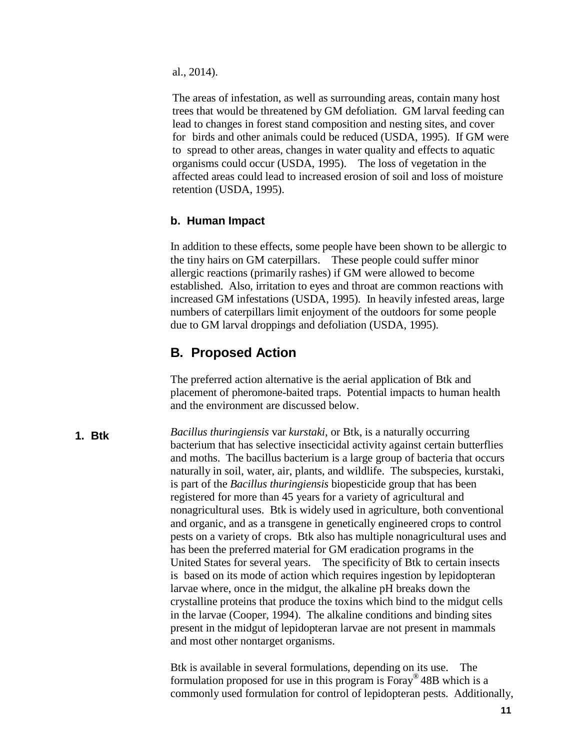al., 2014).

The areas of infestation, as well as surrounding areas, contain many host trees that would be threatened by GM defoliation. GM larval feeding can lead to changes in forest stand composition and nesting sites, and cover for birds and other animals could be reduced (USDA, 1995). If GM were to spread to other areas, changes in water quality and effects to aquatic organisms could occur (USDA, 1995). The loss of vegetation in the affected areas could lead to increased erosion of soil and loss of moisture retention (USDA, 1995).

#### b. Human Impact

In addition to these effects, some people have been shown to be allergic to the tiny hairs on GM caterpillars. These people could suffer minor allergic reactions (primarily rashes) if GM were allowed to become established. Also, irritation to eyes and throat are common reactions with increased GM infestations (USDA, 1995). In heavily infested areas, large numbers of caterpillars limit enjoyment of the outdoors for some people due to GM larval droppings and defoliation (USDA, 1995).

## B. Proposed Action

The preferred action alternative is the aerial application of Btk and placement of pheromone-baited traps. Potential impacts to human health and the environment are discussed below.

### 1. Btk

*Bacillus thuringiensis* var *kurstaki*, or Btk, is a naturally occurring bacterium that has selective insecticidal activity against certain butterflies and moths. The bacillus bacterium is a large group of bacteria that occurs naturally in soil, water, air, plants, and wildlife. The subspecies, kurstaki, is part of the *Bacillus thuringiensis* biopesticide group that has been registered for more than 45 years for a variety of agricultural and nonagricultural uses. Btk is widely used in agriculture, both conventional and organic, and as a transgene in genetically engineered crops to control pests on a variety of crops. Btk also has multiple nonagricultural uses and has been the preferred material for GM eradication programs in the United States for several years. The specificity of Btk to certain insects is based on its mode of action which requires ingestion by lepidopteran larvae where, once in the midgut, the alkaline pH breaks down the crystalline proteins that produce the toxins which bind to the midgut cells in the larvae (Cooper, 1994). The alkaline conditions and binding sites present in the midgut of lepidopteran larvae are not present in mammals and most other nontarget organisms.

Btk is available in several formulations, depending on its use. The formulation proposed for use in this program is Foray® 48B which is a commonly used formulation for control of lepidopteran pests. Additionally,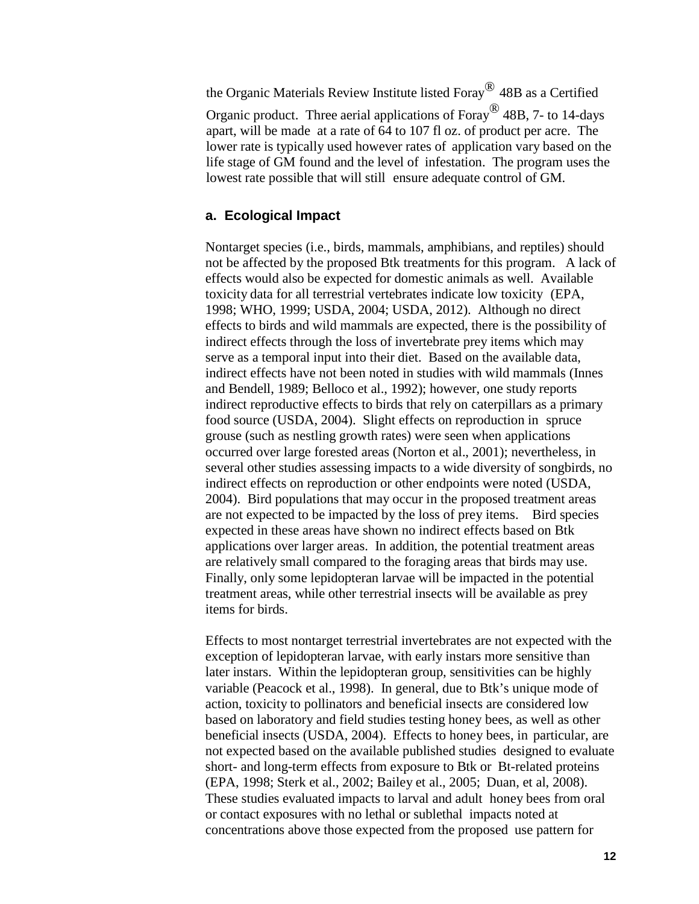the Organic Materials Review Institute listed Foray® 48B as a Certified Organic product. Three aerial applications of Foray® 48B, 7- to 14-days apart, will be made at a rate of 64 to 107 fl oz. of product per acre. The lower rate is typically used however rates of application vary based on the life stage of GM found and the level of infestation. The program uses the lowest rate possible that will still ensure adequate control of GM.

### a. Ecological Impact

Nontarget species (i.e., birds, mammals, amphibians, and reptiles) should not be affected by the proposed Btk treatments for this program. A lack of effects would also be expected for domestic animals as well. Available toxicity data for all terrestrial vertebrates indicate low toxicity (EPA, 1998; WHO, 1999; USDA, 2004; USDA, 2012). Although no direct effects to birds and wild mammals are expected, there is the possibility of indirect effects through the loss of invertebrate prey items which may serve as a temporal input into their diet. Based on the available data, indirect effects have not been noted in studies with wild mammals (Innes and Bendell, 1989; Belloco et al., 1992); however, one study reports indirect reproductive effects to birds that rely on caterpillars as a primary food source (USDA, 2004). Slight effects on reproduction in spruce grouse (such as nestling growth rates) were seen when applications occurred over large forested areas (Norton et al., 2001); nevertheless, in several other studies assessing impacts to a wide diversity of songbirds, no indirect effects on reproduction or other endpoints were noted (USDA, 2004). Bird populations that may occur in the proposed treatment areas are not expected to be impacted by the loss of prey items. Bird species expected in these areas have shown no indirect effects based on Btk applications over larger areas. In addition, the potential treatment areas are relatively small compared to the foraging areas that birds may use. Finally, only some lepidopteran larvae will be impacted in the potential treatment areas, while other terrestrial insects will be available as prey items for birds.

Effects to most nontarget terrestrial invertebrates are not expected with the exception of lepidopteran larvae, with early instars more sensitive than later instars. Within the lepidopteran group, sensitivities can be highly variable (Peacock et al., 1998). In general, due to Btk's unique mode of action, toxicity to pollinators and beneficial insects are considered low based on laboratory and field studies testing honey bees, as well as other beneficial insects (USDA, 2004). Effects to honey bees, in particular, are not expected based on the available published studies designed to evaluate short- and long-term effects from exposure to Btk or Bt-related proteins (EPA, 1998; Sterk et al., 2002; Bailey et al., 2005; Duan, et al, 2008). These studies evaluated impacts to larval and adult honey bees from oral or contact exposures with no lethal or sublethal impacts noted at concentrations above those expected from the proposed use pattern for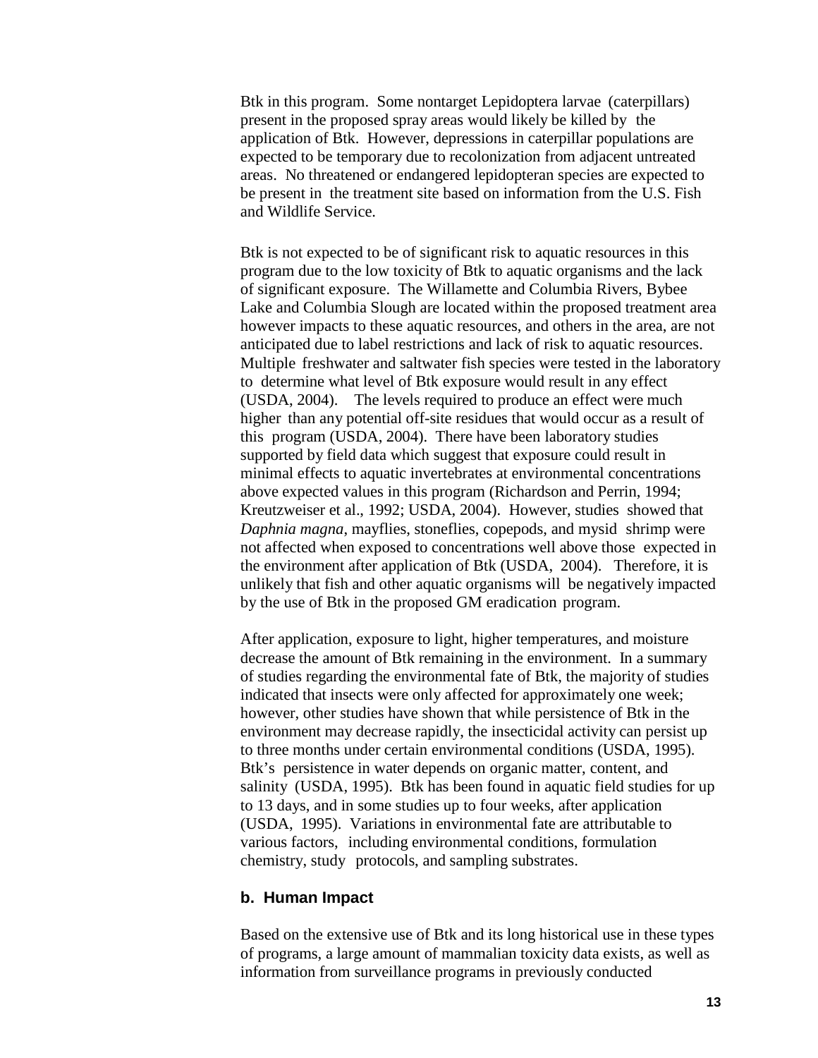Btk in this program. Some nontarget Lepidoptera larvae (caterpillars) present in the proposed spray areas would likely be killed by the application of Btk. However, depressions in caterpillar populations are expected to be temporary due to recolonization from adjacent untreated areas. No threatened or endangered lepidopteran species are expected to be present in the treatment site based on information from the U.S. Fish and Wildlife Service.

Btk is not expected to be of significant risk to aquatic resources in this program due to the low toxicity of Btk to aquatic organisms and the lack of significant exposure. The Willamette and Columbia Rivers, Bybee Lake and Columbia Slough are located within the proposed treatment area however impacts to these aquatic resources, and others in the area, are not anticipated due to label restrictions and lack of risk to aquatic resources. Multiple freshwater and saltwater fish species were tested in the laboratory to determine what level of Btk exposure would result in any effect (USDA, 2004). The levels required to produce an effect were much higher than any potential off-site residues that would occur as a result of this program (USDA, 2004). There have been laboratory studies supported by field data which suggest that exposure could result in minimal effects to aquatic invertebrates at environmental concentrations above expected values in this program (Richardson and Perrin, 1994; Kreutzweiser et al., 1992; USDA, 2004). However, studies showed that *Daphnia magna*, mayflies, stoneflies, copepods, and mysid shrimp were not affected when exposed to concentrations well above those expected in the environment after application of Btk (USDA, 2004). Therefore, it is unlikely that fish and other aquatic organisms will be negatively impacted by the use of Btk in the proposed GM eradication program.

After application, exposure to light, higher temperatures, and moisture decrease the amount of Btk remaining in the environment. In a summary of studies regarding the environmental fate of Btk, the majority of studies indicated that insects were only affected for approximately one week; however, other studies have shown that while persistence of Btk in the environment may decrease rapidly, the insecticidal activity can persist up to three months under certain environmental conditions (USDA, 1995). Btk's persistence in water depends on organic matter, content, and salinity (USDA, 1995). Btk has been found in aquatic field studies for up to 13 days, and in some studies up to four weeks, after application (USDA, 1995). Variations in environmental fate are attributable to various factors, including environmental conditions, formulation chemistry, study protocols, and sampling substrates.

### b. Human Impact

Based on the extensive use of Btk and its long historical use in these types of programs, a large amount of mammalian toxicity data exists, as well as information from surveillance programs in previously conducted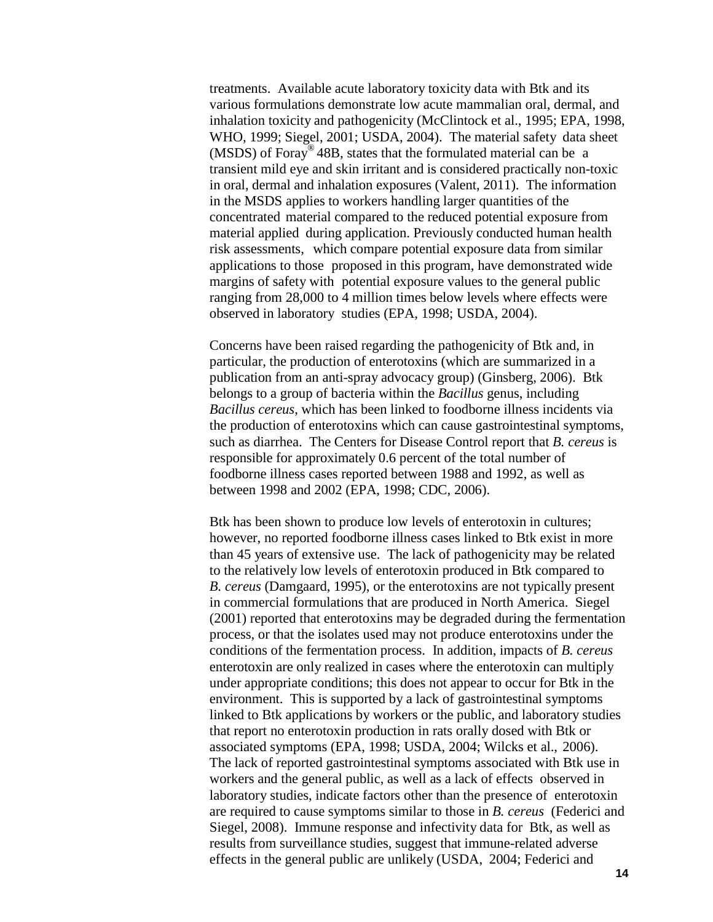treatments. Available acute laboratory toxicity data with Btk and its various formulations demonstrate low acute mammalian oral, dermal, and inhalation toxicity and pathogenicity (McClintock et al., 1995; EPA, 1998, WHO, 1999; Siegel, 2001; USDA, 2004). The material safety data sheet (MSDS) of Foray® 48B, states that the formulated material can be a transient mild eye and skin irritant and is considered practically non-toxic in oral, dermal and inhalation exposures (Valent, 2011). The information in the MSDS applies to workers handling larger quantities of the concentrated material compared to the reduced potential exposure from material applied during application. Previously conducted human health risk assessments, which compare potential exposure data from similar applications to those proposed in this program, have demonstrated wide margins of safety with potential exposure values to the general public ranging from 28,000 to 4 million times below levels where effects were observed in laboratory studies (EPA, 1998; USDA, 2004).

Concerns have been raised regarding the pathogenicity of Btk and, in particular, the production of enterotoxins (which are summarized in a publication from an anti-spray advocacy group) (Ginsberg, 2006). Btk belongs to a group of bacteria within the *Bacillus* genus, including *Bacillus cereus*, which has been linked to foodborne illness incidents via the production of enterotoxins which can cause gastrointestinal symptoms, such as diarrhea. The Centers for Disease Control report that *B. cereus* is responsible for approximately 0.6 percent of the total number of foodborne illness cases reported between 1988 and 1992, as well as between 1998 and 2002 (EPA, 1998; CDC, 2006).

Btk has been shown to produce low levels of enterotoxin in cultures; however, no reported foodborne illness cases linked to Btk exist in more than 45 years of extensive use. The lack of pathogenicity may be related to the relatively low levels of enterotoxin produced in Btk compared to *B. cereus* (Damgaard, 1995), or the enterotoxins are not typically present in commercial formulations that are produced in North America. Siegel (2001) reported that enterotoxins may be degraded during the fermentation process, or that the isolates used may not produce enterotoxins under the conditions of the fermentation process. In addition, impacts of *B. cereus* enterotoxin are only realized in cases where the enterotoxin can multiply under appropriate conditions; this does not appear to occur for Btk in the environment. This is supported by a lack of gastrointestinal symptoms linked to Btk applications by workers or the public, and laboratory studies that report no enterotoxin production in rats orally dosed with Btk or associated symptoms (EPA, 1998; USDA, 2004; Wilcks et al., 2006). The lack of reported gastrointestinal symptoms associated with Btk use in workers and the general public, as well as a lack of effects observed in laboratory studies, indicate factors other than the presence of enterotoxin are required to cause symptoms similar to those in *B. cereus* (Federici and Siegel, 2008). Immune response and infectivity data for Btk, as well as results from surveillance studies, suggest that immune-related adverse effects in the general public are unlikely (USDA, 2004; Federici and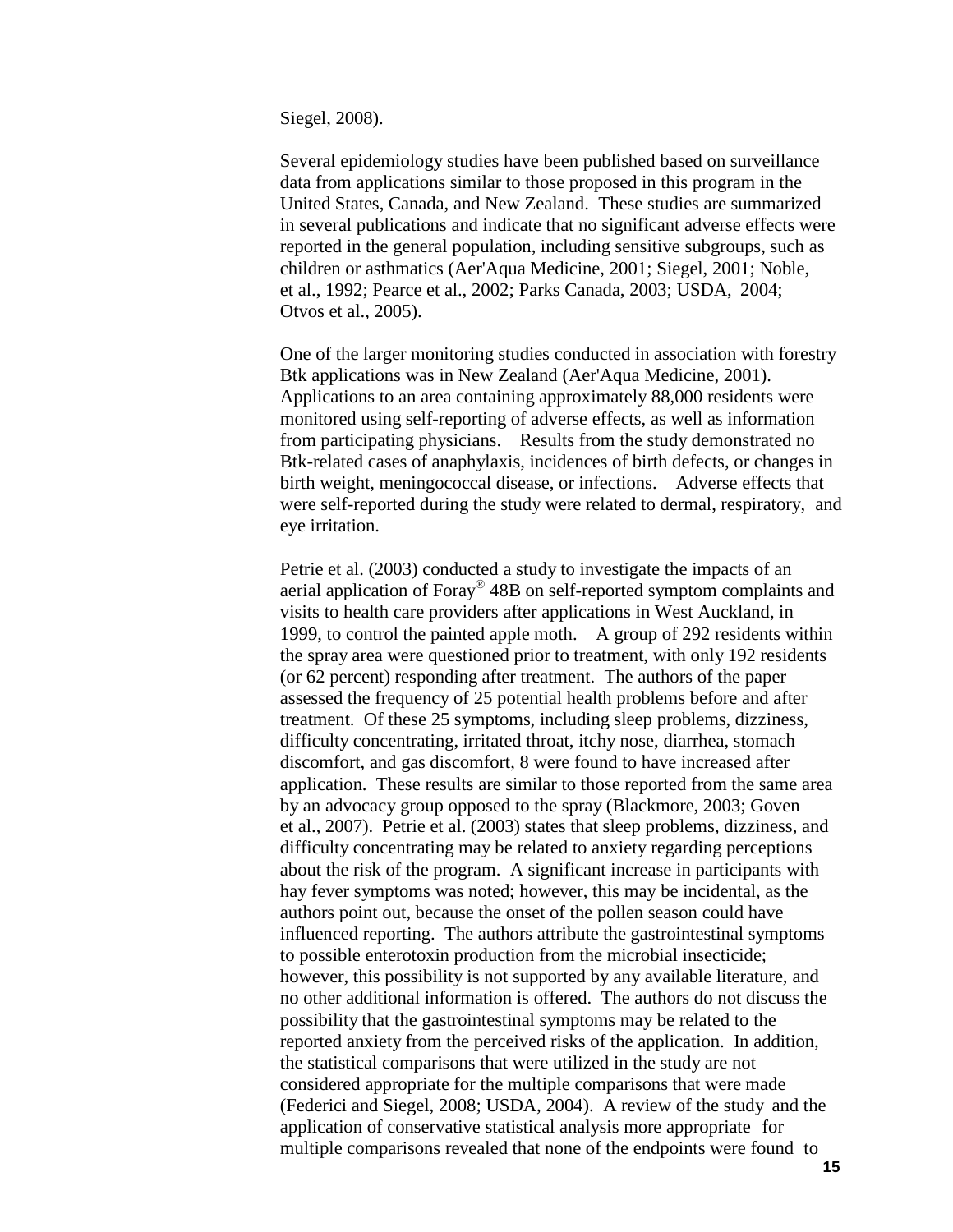Siegel, 2008).

Several epidemiology studies have been published based on surveillance data from applications similar to those proposed in this program in the United States, Canada, and New Zealand. These studies are summarized in several publications and indicate that no significant adverse effects were reported in the general population, including sensitive subgroups, such as children or asthmatics (Aer'Aqua Medicine, 2001; Siegel, 2001; Noble, et al., 1992; Pearce et al., 2002; Parks Canada, 2003; USDA, 2004; Otvos et al., 2005).

One of the larger monitoring studies conducted in association with forestry Btk applications was in New Zealand (Aer'Aqua Medicine, 2001). Applications to an area containing approximately 88,000 residents were monitored using self-reporting of adverse effects, as well as information from participating physicians. Results from the study demonstrated no Btk-related cases of anaphylaxis, incidences of birth defects, or changes in birth weight, meningococcal disease, or infections. Adverse effects that were self-reported during the study were related to dermal, respiratory, and eye irritation.

Petrie et al. (2003) conducted a study to investigate the impacts of an aerial application of Foray® 48B on self-reported symptom complaints and visits to health care providers after applications in West Auckland, in 1999, to control the painted apple moth. A group of 292 residents within the spray area were questioned prior to treatment, with only 192 residents (or 62 percent) responding after treatment. The authors of the paper assessed the frequency of 25 potential health problems before and after treatment. Of these 25 symptoms, including sleep problems, dizziness, difficulty concentrating, irritated throat, itchy nose, diarrhea, stomach discomfort, and gas discomfort, 8 were found to have increased after application. These results are similar to those reported from the same area by an advocacy group opposed to the spray (Blackmore, 2003; Goven et al., 2007). Petrie et al. (2003) states that sleep problems, dizziness, and difficulty concentrating may be related to anxiety regarding perceptions about the risk of the program. A significant increase in participants with hay fever symptoms was noted; however, this may be incidental, as the authors point out, because the onset of the pollen season could have influenced reporting. The authors attribute the gastrointestinal symptoms to possible enterotoxin production from the microbial insecticide; however, this possibility is not supported by any available literature, and no other additional information is offered. The authors do not discuss the possibility that the gastrointestinal symptoms may be related to the reported anxiety from the perceived risks of the application. In addition, the statistical comparisons that were utilized in the study are not considered appropriate for the multiple comparisons that were made (Federici and Siegel, 2008; USDA, 2004). A review of the study and the application of conservative statistical analysis more appropriate for multiple comparisons revealed that none of the endpoints were found to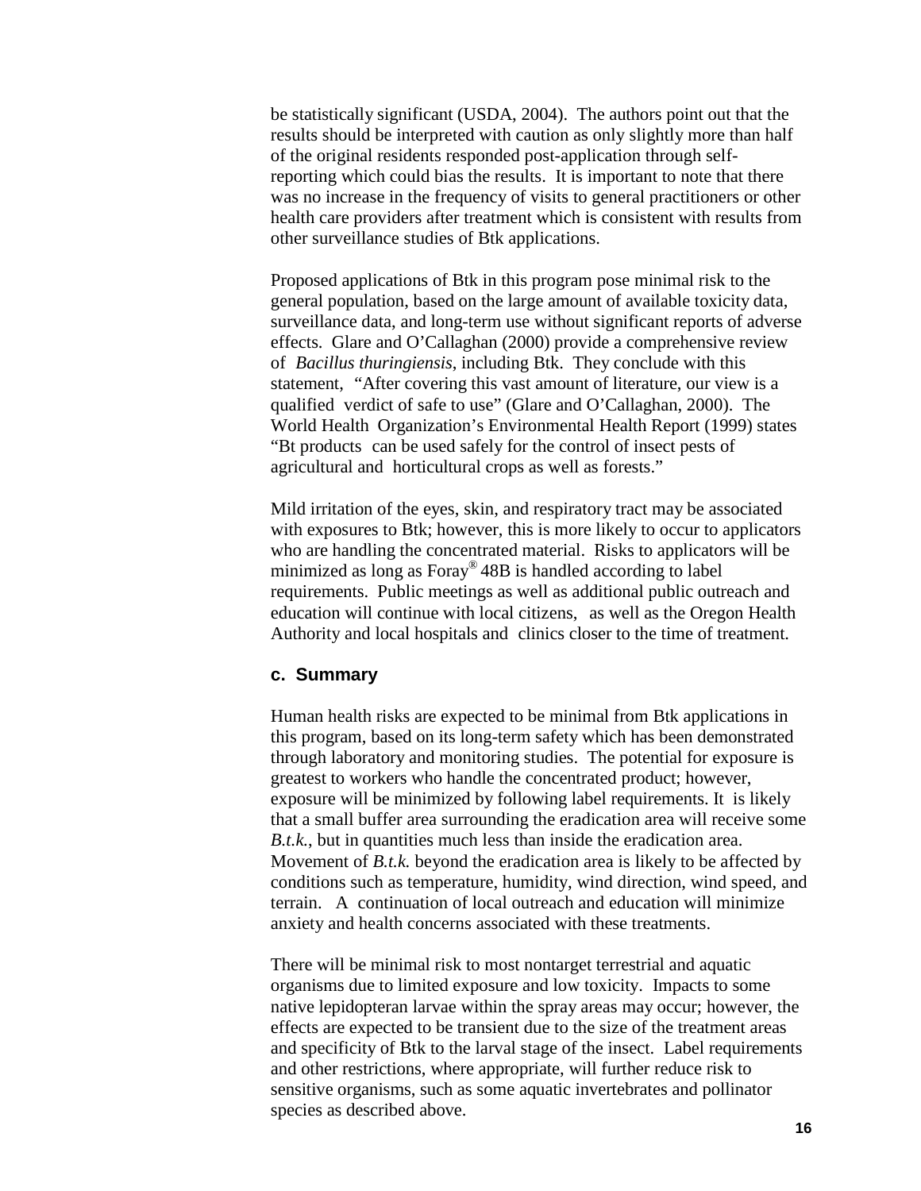be statistically significant (USDA, 2004). The authors point out that the results should be interpreted with caution as only slightly more than half of the original residents responded post-application through self-reporting which could bias the results. It is important to note that there was no increase in the frequency of visits to general practitioners or other health care providers after treatment which is consistent with results from other surveillance studies of Btk applications.

Proposed applications of Btk in this program pose minimal risk to the general population, based on the large amount of available toxicity data, surveillance data, and long-term use without significant reports of adverse effects. Glare and O'Callaghan (2000) provide a comprehensive review of *Bacillus thuringiensis*, including Btk. They conclude with this statement, "After covering this vast amount of literature, our view is a qualified verdict of safe to use" (Glare and O'Callaghan, 2000). The World Health Organization's Environmental Health Report (1999) states "Bt products can be used safely for the control of insect pests of agricultural and horticultural crops as well as forests."

Mild irritation of the eyes, skin, and respiratory tract may be associated with exposures to Btk; however, this is more likely to occur to applicators who are handling the concentrated material. Risks to applicators will be minimized as long as Foray® 48B is handled according to label requirements. Public meetings as well as additional public outreach and education will continue with local citizens, as well as the Oregon Health Authority and local hospitals and clinics closer to the time of treatment.

### c. Summary

Human health risks are expected to be minimal from Btk applications in this program, based on its long-term safety which has been demonstrated through laboratory and monitoring studies. The potential for exposure is greatest to workers who handle the concentrated product; however, exposure will be minimized by following label requirements. It is likely that a small buffer area surrounding the eradication area will receive some *B.t.k.*, but in quantities much less than inside the eradication area. Movement of *B.t.k.* beyond the eradication area is likely to be affected by conditions such as temperature, humidity, wind direction, wind speed, and terrain. A continuation of local outreach and education will minimize anxiety and health concerns associated with these treatments.

There will be minimal risk to most nontarget terrestrial and aquatic organisms due to limited exposure and low toxicity. Impacts to some native lepidopteran larvae within the spray areas may occur; however, the effects are expected to be transient due to the size of the treatment areas and specificity of Btk to the larval stage of the insect. Label requirements and other restrictions, where appropriate, will further reduce risk to sensitive organisms, such as some aquatic invertebrates and pollinator species as described above.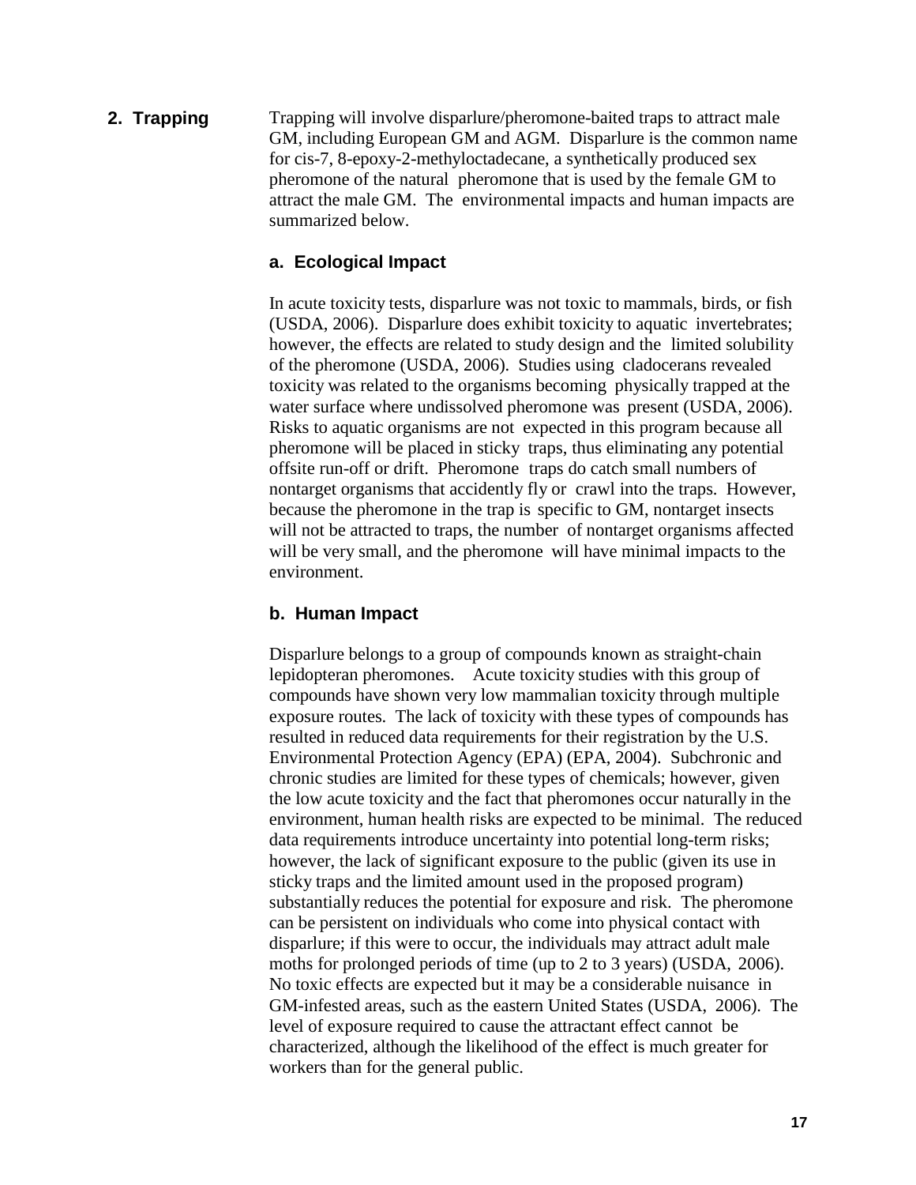## 2. Trapping

Trapping will involve disparlure/pheromone-baited traps to attract male GM, including European GM and AGM. Disparlure is the common name for cis-7, 8-epoxy-2-methyloctadecane, a synthetically produced sex pheromone of the natural pheromone that is used by the female GM to attract the male GM. The environmental impacts and human impacts are summarized below.

### a. Ecological Impact

In acute toxicity tests, disparlure was not toxic to mammals, birds, or fish (USDA, 2006). Disparlure does exhibit toxicity to aquatic invertebrates; however, the effects are related to study design and the limited solubility of the pheromone (USDA, 2006). Studies using cladocerans revealed toxicity was related to the organisms becoming physically trapped at the water surface where undissolved pheromone was present (USDA, 2006). Risks to aquatic organisms are not expected in this program because all pheromone will be placed in sticky traps, thus eliminating any potential offsite run-off or drift. Pheromone traps do catch small numbers of nontarget organisms that accidently fly or crawl into the traps. However, because the pheromone in the trap is specific to GM, nontarget insects will not be attracted to traps, the number of nontarget organisms affected will be very small, and the pheromone will have minimal impacts to the environment.

### b. Human Impact

Disparlure belongs to a group of compounds known as straight-chain lepidopteran pheromones. Acute toxicity studies with this group of compounds have shown very low mammalian toxicity through multiple exposure routes. The lack of toxicity with these types of compounds has resulted in reduced data requirements for their registration by the U.S. Environmental Protection Agency (EPA) (EPA, 2004). Subchronic and chronic studies are limited for these types of chemicals; however, given the low acute toxicity and the fact that pheromones occur naturally in the environment, human health risks are expected to be minimal. The reduced data requirements introduce uncertainty into potential long-term risks; however, the lack of significant exposure to the public (given its use in sticky traps and the limited amount used in the proposed program) substantially reduces the potential for exposure and risk. The pheromone can be persistent on individuals who come into physical contact with disparlure; if this were to occur, the individuals may attract adult male moths for prolonged periods of time (up to 2 to 3 years) (USDA, 2006). No toxic effects are expected but it may be a considerable nuisance in GM-infested areas, such as the eastern United States (USDA, 2006). The level of exposure required to cause the attractant effect cannot be characterized, although the likelihood of the effect is much greater for workers than for the general public.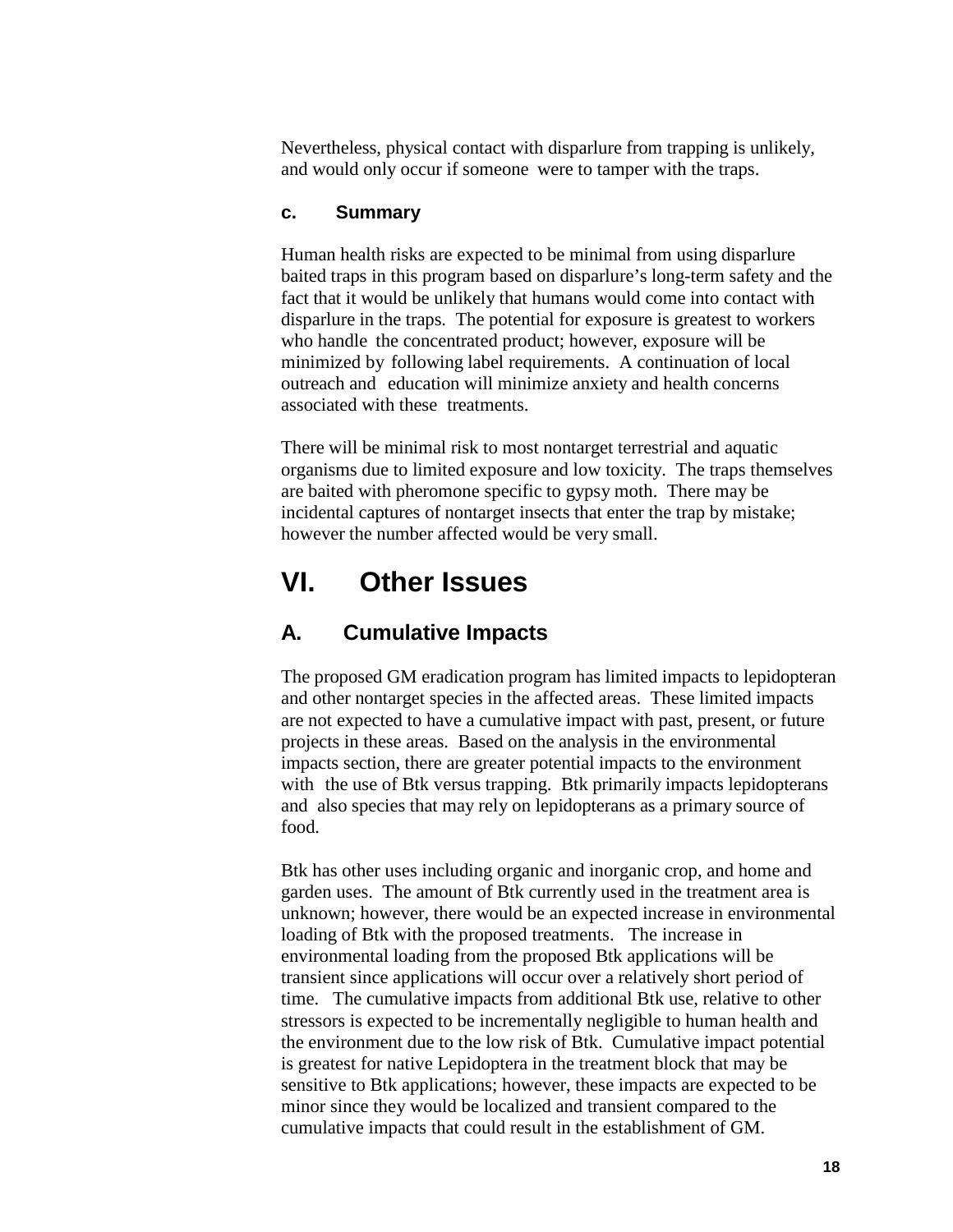Nevertheless, physical contact with disparlure from trapping is unlikely, and would only occur if someone were to tamper with the traps.

#### c. Summary

Human health risks are expected to be minimal from using disparlure baited traps in this program based on disparlure's long-term safety and the fact that it would be unlikely that humans would come into contact with disparlure in the traps. The potential for exposure is greatest to workers who handle the concentrated product; however, exposure will be minimized by following label requirements. A continuation of local outreach and education will minimize anxiety and health concerns associated with these treatments.

There will be minimal risk to most nontarget terrestrial and aquatic organisms due to limited exposure and low toxicity. The traps themselves are baited with pheromone specific to gypsy moth. There may be incidental captures of nontarget insects that enter the trap by mistake; however the number affected would be very small.

# VI. Other Issues

## A. Cumulative Impacts

The proposed GM eradication program has limited impacts to lepidopteran and other nontarget species in the affected areas. These limited impacts are not expected to have a cumulative impact with past, present, or future projects in these areas. Based on the analysis in the environmental impacts section, there are greater potential impacts to the environment with the use of Btk versus trapping. Btk primarily impacts lepidopterans and also species that may rely on lepidopterans as a primary source of food.

Btk has other uses including organic and inorganic crop, and home and garden uses. The amount of Btk currently used in the treatment area is unknown; however, there would be an expected increase in environmental loading of Btk with the proposed treatments. The increase in environmental loading from the proposed Btk applications will be transient since applications will occur over a relatively short period of time. The cumulative impacts from additional Btk use, relative to other stressors is expected to be incrementally negligible to human health and the environment due to the low risk of Btk. Cumulative impact potential is greatest for native Lepidoptera in the treatment block that may be sensitive to Btk applications; however, these impacts are expected to be minor since they would be localized and transient compared to the cumulative impacts that could result in the establishment of GM.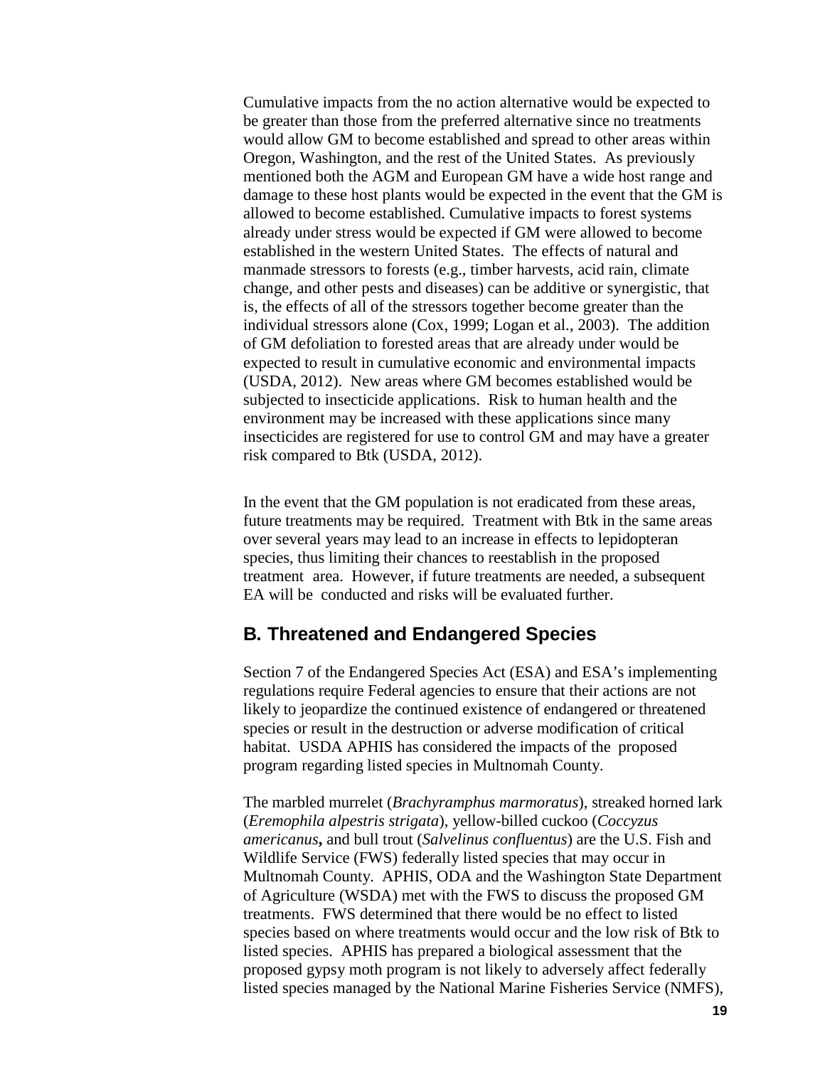Cumulative impacts from the no action alternative would be expected to be greater than those from the preferred alternative since no treatments would allow GM to become established and spread to other areas within Oregon, Washington, and the rest of the United States. As previously mentioned both the AGM and European GM have a wide host range and damage to these host plants would be expected in the event that the GM is allowed to become established. Cumulative impacts to forest systems already under stress would be expected if GM were allowed to become established in the western United States. The effects of natural and manmade stressors to forests (e.g., timber harvests, acid rain, climate change, and other pests and diseases) can be additive or synergistic, that is, the effects of all of the stressors together become greater than the individual stressors alone (Cox, 1999; Logan et al., 2003). The addition of GM defoliation to forested areas that are already under would be expected to result in cumulative economic and environmental impacts (USDA, 2012). New areas where GM becomes established would be subjected to insecticide applications. Risk to human health and the environment may be increased with these applications since many insecticides are registered for use to control GM and may have a greater risk compared to Btk (USDA, 2012).

In the event that the GM population is not eradicated from these areas, future treatments may be required. Treatment with Btk in the same areas over several years may lead to an increase in effects to lepidopteran species, thus limiting their chances to reestablish in the proposed treatment area. However, if future treatments are needed, a subsequent EA will be conducted and risks will be evaluated further.

## B. Threatened and Endangered Species

Section 7 of the Endangered Species Act (ESA) and ESA's implementing regulations require Federal agencies to ensure that their actions are not likely to jeopardize the continued existence of endangered or threatened species or result in the destruction or adverse modification of critical habitat. USDA APHIS has considered the impacts of the proposed program regarding listed species in Multnomah County.

The marbled murrelet (*Brachyramphus marmoratus*), streaked horned lark (*Eremophila alpestris strigata*), yellow-billed cuckoo (*Coccyzus americanus***,** and bull trout (*Salvelinus confluentus*) are the U.S. Fish and Wildlife Service (FWS) federally listed species that may occur in Multnomah County. APHIS, ODA and the Washington State Department of Agriculture (WSDA) met with the FWS to discuss the proposed GM treatments. FWS determined that there would be no effect to listed species based on where treatments would occur and the low risk of Btk to listed species. APHIS has prepared a biological assessment that the proposed gypsy moth program is not likely to adversely affect federally listed species managed by the National Marine Fisheries Service (NMFS),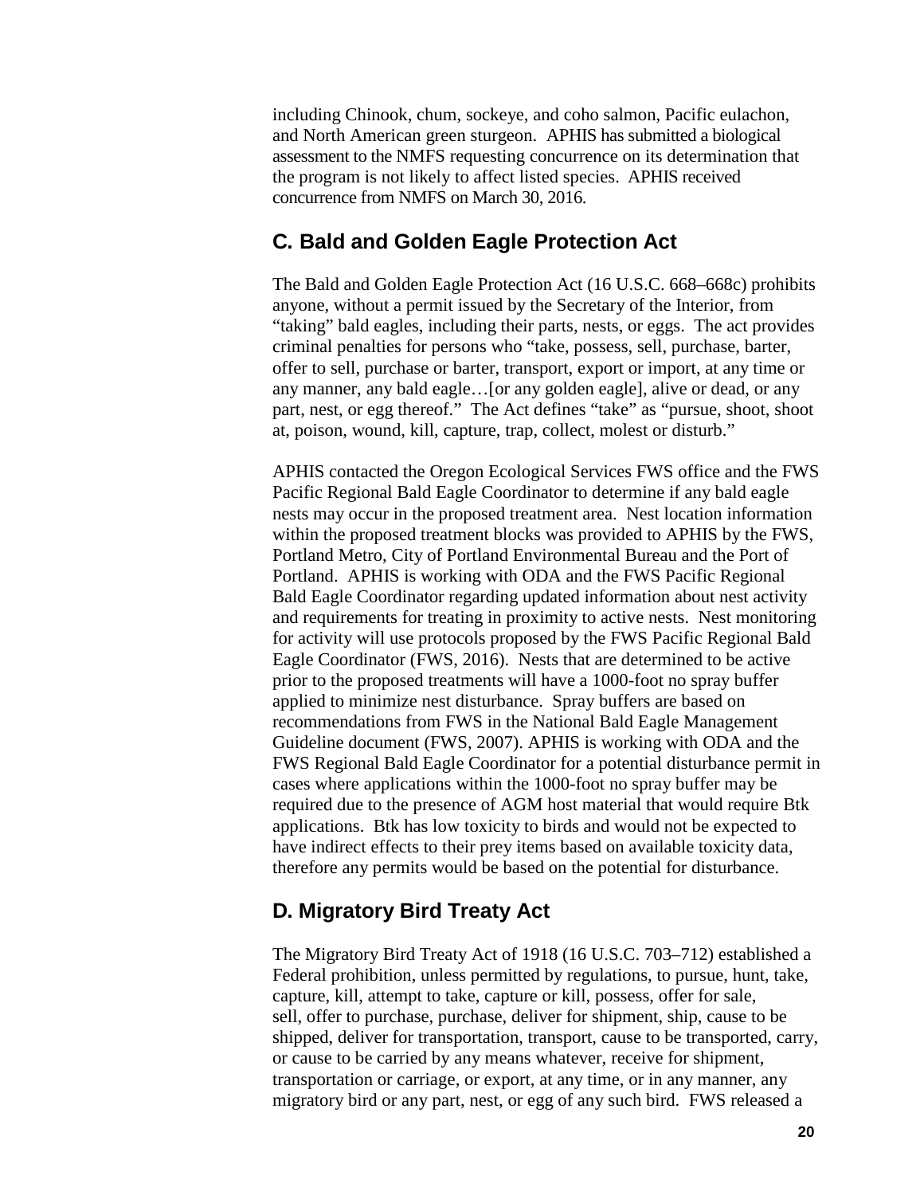including Chinook, chum, sockeye, and coho salmon, Pacific eulachon, and North American green sturgeon. APHIS has submitted a biological assessment to the NMFS requesting concurrence on its determination that the program is not likely to affect listed species. APHIS received concurrence from NMFS on March 30, 2016.

## C. Bald and Golden Eagle Protection Act

The Bald and Golden Eagle Protection Act (16 U.S.C. 668–668c) prohibits anyone, without a permit issued by the Secretary of the Interior, from "taking" bald eagles, including their parts, nests, or eggs. The act provides criminal penalties for persons who "take, possess, sell, purchase, barter, offer to sell, purchase or barter, transport, export or import, at any time or any manner, any bald eagle…[or any golden eagle], alive or dead, or any part, nest, or egg thereof." The Act defines "take" as "pursue, shoot, shoot at, poison, wound, kill, capture, trap, collect, molest or disturb."

APHIS contacted the Oregon Ecological Services FWS office and the FWS Pacific Regional Bald Eagle Coordinator to determine if any bald eagle nests may occur in the proposed treatment area. Nest location information within the proposed treatment blocks was provided to APHIS by the FWS, Portland Metro, City of Portland Environmental Bureau and the Port of Portland. APHIS is working with ODA and the FWS Pacific Regional Bald Eagle Coordinator regarding updated information about nest activity and requirements for treating in proximity to active nests. Nest monitoring for activity will use protocols proposed by the FWS Pacific Regional Bald Eagle Coordinator (FWS, 2016). Nests that are determined to be active prior to the proposed treatments will have a 1000-foot no spray buffer applied to minimize nest disturbance. Spray buffers are based on recommendations from FWS in the National Bald Eagle Management Guideline document (FWS, 2007). APHIS is working with ODA and the FWS Regional Bald Eagle Coordinator for a potential disturbance permit in cases where applications within the 1000-foot no spray buffer may be required due to the presence of AGM host material that would require Btk applications. Btk has low toxicity to birds and would not be expected to have indirect effects to their prey items based on available toxicity data, therefore any permits would be based on the potential for disturbance.

## D. Migratory Bird Treaty Act

The Migratory Bird Treaty Act of 1918 (16 U.S.C. 703–712) established a Federal prohibition, unless permitted by regulations, to pursue, hunt, take, capture, kill, attempt to take, capture or kill, possess, offer for sale, sell, offer to purchase, purchase, deliver for shipment, ship, cause to be shipped, deliver for transportation, transport, cause to be transported, carry, or cause to be carried by any means whatever, receive for shipment, transportation or carriage, or export, at any time, or in any manner, any migratory bird or any part, nest, or egg of any such bird. FWS released a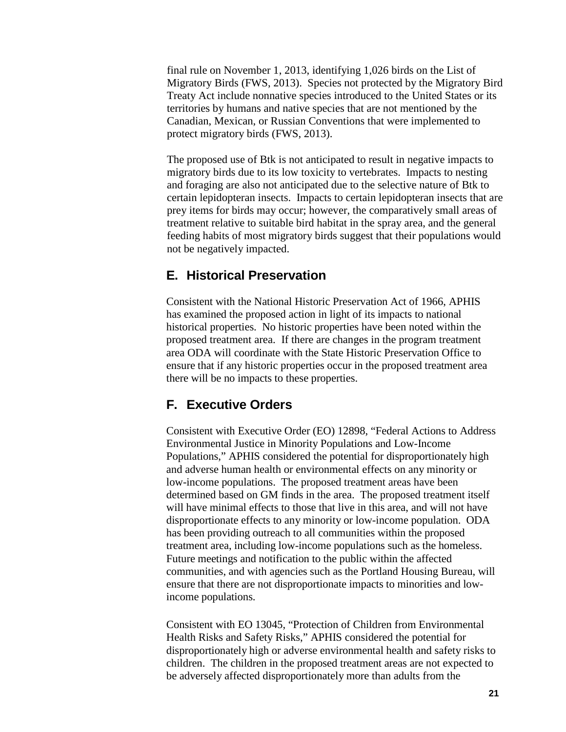final rule on November 1, 2013, identifying 1,026 birds on the List of Migratory Birds (FWS, 2013). Species not protected by the Migratory Bird Treaty Act include nonnative species introduced to the United States or its territories by humans and native species that are not mentioned by the Canadian, Mexican, or Russian Conventions that were implemented to protect migratory birds (FWS, 2013).

The proposed use of Btk is not anticipated to result in negative impacts to migratory birds due to its low toxicity to vertebrates. Impacts to nesting and foraging are also not anticipated due to the selective nature of Btk to certain lepidopteran insects. Impacts to certain lepidopteran insects that are prey items for birds may occur; however, the comparatively small areas of treatment relative to suitable bird habitat in the spray area, and the general feeding habits of most migratory birds suggest that their populations would not be negatively impacted.

## E. Historical Preservation

Consistent with the National Historic Preservation Act of 1966, APHIS has examined the proposed action in light of its impacts to national historical properties. No historic properties have been noted within the proposed treatment area. If there are changes in the program treatment area ODA will coordinate with the State Historic Preservation Office to ensure that if any historic properties occur in the proposed treatment area there will be no impacts to these properties.

## F. Executive Orders

Consistent with Executive Order (EO) 12898, "Federal Actions to Address Environmental Justice in Minority Populations and Low-Income Populations," APHIS considered the potential for disproportionately high and adverse human health or environmental effects on any minority or low-income populations. The proposed treatment areas have been determined based on GM finds in the area. The proposed treatment itself will have minimal effects to those that live in this area, and will not have disproportionate effects to any minority or low-income population. ODA has been providing outreach to all communities within the proposed treatment area, including low-income populations such as the homeless. Future meetings and notification to the public within the affected communities, and with agencies such as the Portland Housing Bureau, will ensure that there are not disproportionate impacts to minorities and low-income populations.

Consistent with EO 13045, "Protection of Children from Environmental Health Risks and Safety Risks," APHIS considered the potential for disproportionately high or adverse environmental health and safety risks to children. The children in the proposed treatment areas are not expected to be adversely affected disproportionately more than adults from the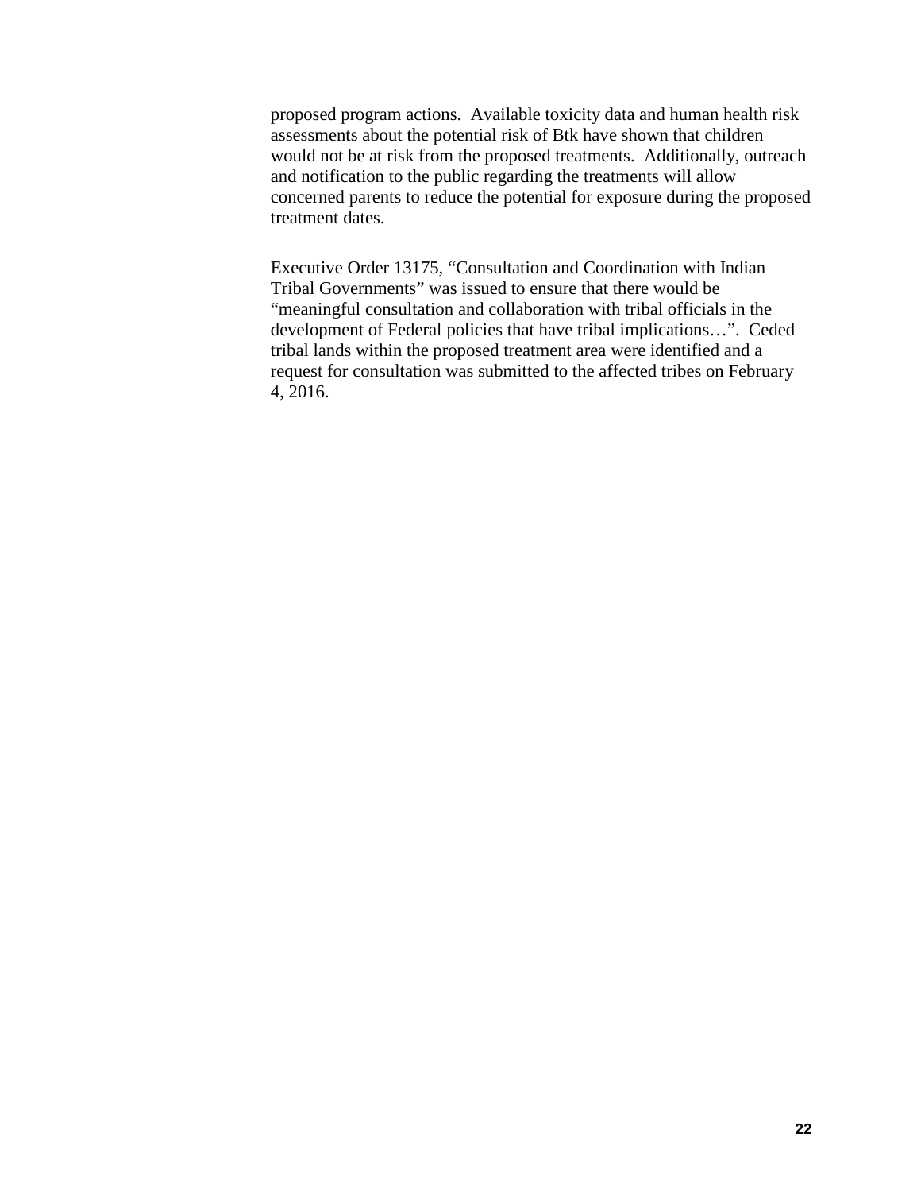proposed program actions. Available toxicity data and human health risk assessments about the potential risk of Btk have shown that children would not be at risk from the proposed treatments. Additionally, outreach and notification to the public regarding the treatments will allow concerned parents to reduce the potential for exposure during the proposed treatment dates.

Executive Order 13175, "Consultation and Coordination with Indian Tribal Governments" was issued to ensure that there would be "meaningful consultation and collaboration with tribal officials in the development of Federal policies that have tribal implications…". Ceded tribal lands within the proposed treatment area were identified and a request for consultation was submitted to the affected tribes on February 4, 2016.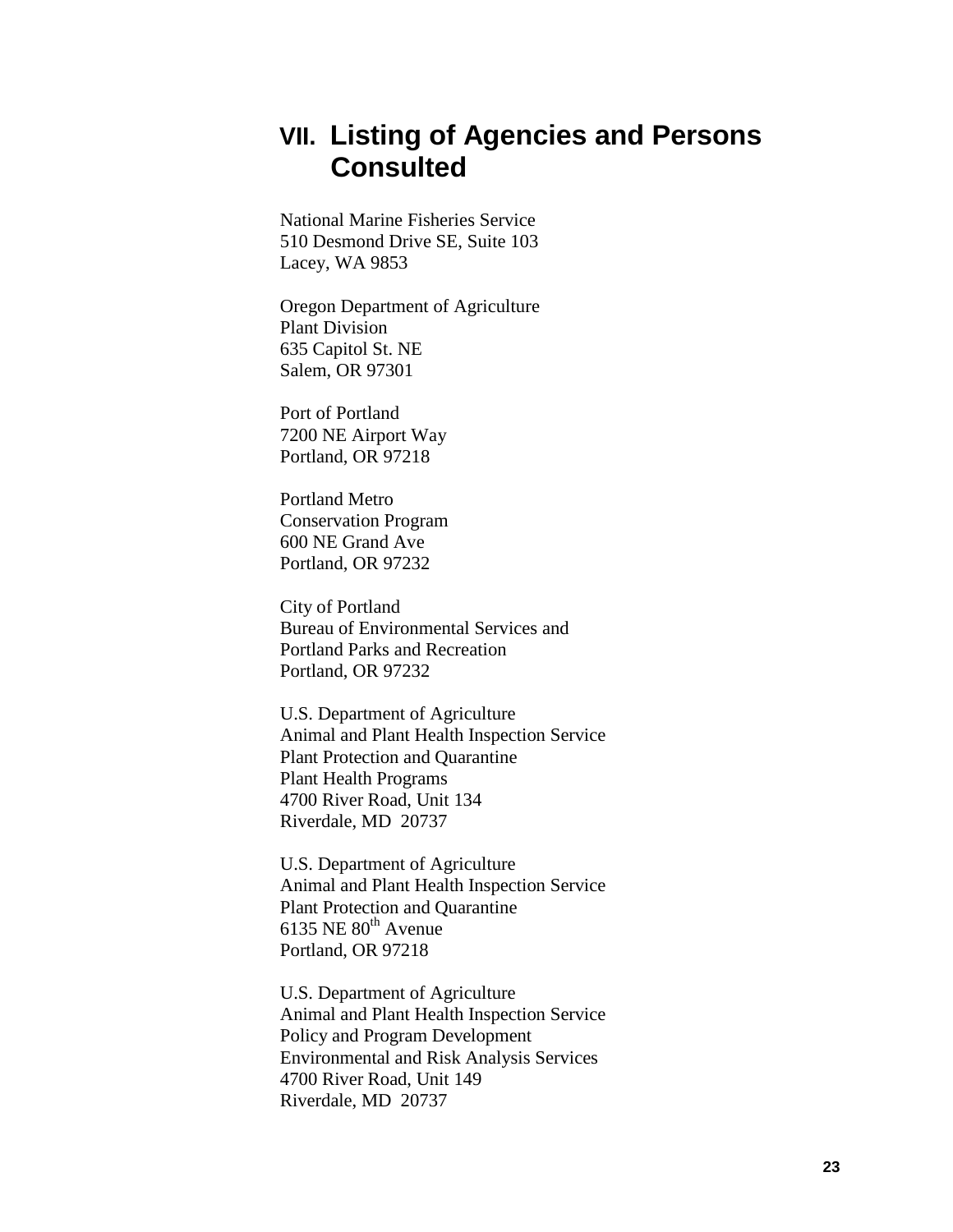# VII. Listing of Agencies and Persons Consulted

National Marine Fisheries Service
510 Desmond Drive SE, Suite 103
Lacey, WA 9853

Oregon Department of Agriculture
Plant Division
635 Capitol St. NE
Salem, OR 97301

Port of Portland
7200 NE Airport Way
Portland, OR 97218

Portland Metro
Conservation Program
600 NE Grand Ave
Portland, OR 97232

City of Portland
Bureau of Environmental Services and
Portland Parks and Recreation
Portland, OR 97232

U.S. Department of Agriculture
Animal and Plant Health Inspection Service
Plant Protection and Quarantine
Plant Health Programs
4700 River Road, Unit 134
Riverdale, MD 20737

U.S. Department of Agriculture
Animal and Plant Health Inspection Service
Plant Protection and Quarantine
6135 NE 80th Avenue
Portland, OR 97218

U.S. Department of Agriculture
Animal and Plant Health Inspection Service
Policy and Program Development
Environmental and Risk Analysis Services
4700 River Road, Unit 149
Riverdale, MD 20737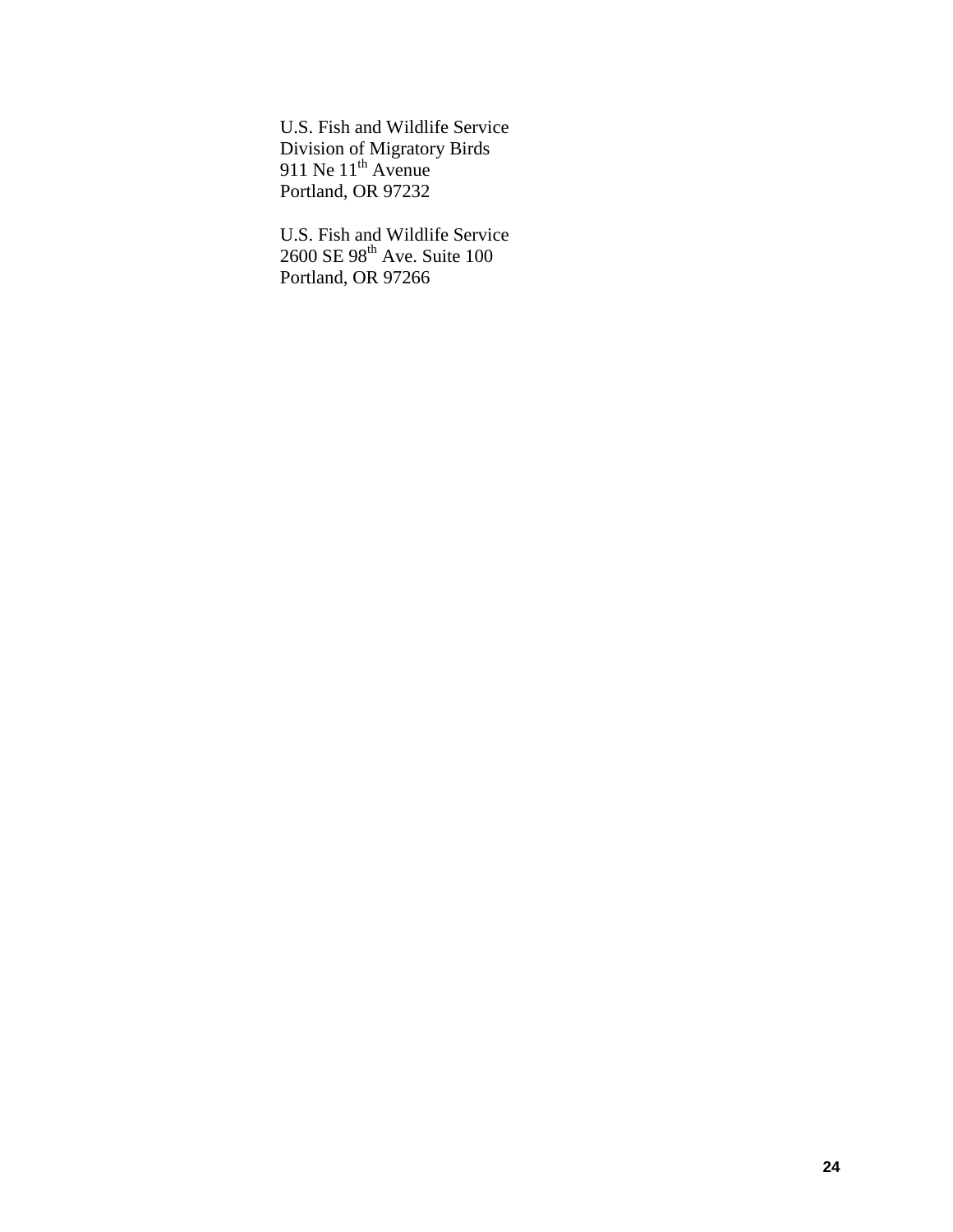U.S. Fish and Wildlife Service
Division of Migratory Birds
911 Ne 11th Avenue
Portland, OR 97232

U.S. Fish and Wildlife Service
2600 SE 98th Ave. Suite 100
Portland, OR 97266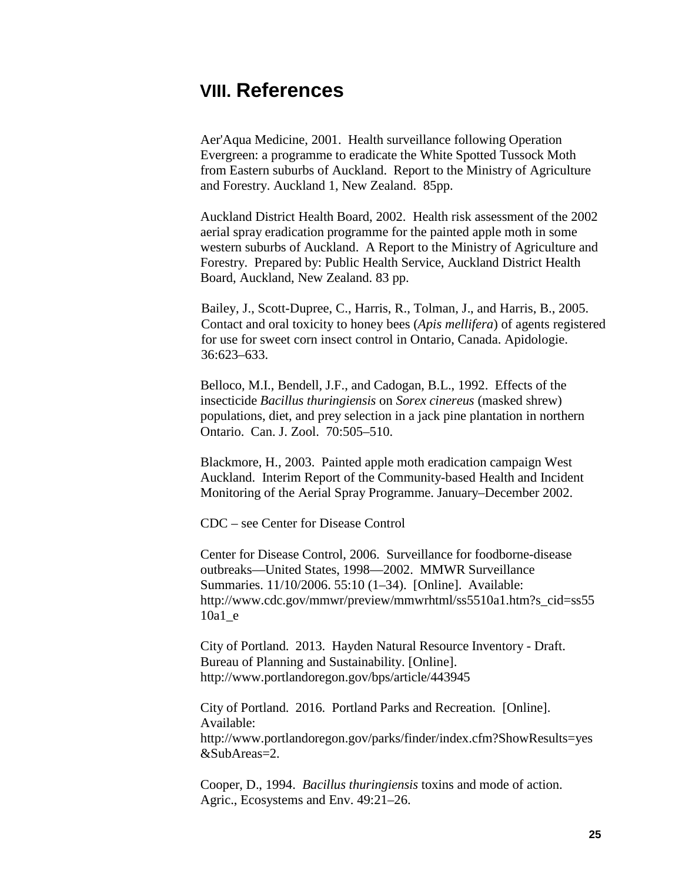## VIII. References

Aer'Aqua Medicine, 2001. Health surveillance following Operation Evergreen: a programme to eradicate the White Spotted Tussock Moth from Eastern suburbs of Auckland. Report to the Ministry of Agriculture and Forestry. Auckland 1, New Zealand. 85pp.

Auckland District Health Board, 2002. Health risk assessment of the 2002 aerial spray eradication programme for the painted apple moth in some western suburbs of Auckland. A Report to the Ministry of Agriculture and Forestry. Prepared by: Public Health Service, Auckland District Health Board, Auckland, New Zealand. 83 pp.

Bailey, J., Scott-Dupree, C., Harris, R., Tolman, J., and Harris, B., 2005. Contact and oral toxicity to honey bees (*Apis mellifera*) of agents registered for use for sweet corn insect control in Ontario, Canada. Apidologie. 36:623–633.

Belloco, M.I., Bendell, J.F., and Cadogan, B.L., 1992. Effects of the insecticide *Bacillus thuringiensis* on *Sorex cinereus* (masked shrew) populations, diet, and prey selection in a jack pine plantation in northern Ontario. Can. J. Zool. 70:505–510.

Blackmore, H., 2003. Painted apple moth eradication campaign West Auckland. Interim Report of the Community-based Health and Incident Monitoring of the Aerial Spray Programme. January–December 2002.

CDC – see Center for Disease Control

Center for Disease Control, 2006. Surveillance for foodborne-disease outbreaks—United States, 1998—2002. MMWR Surveillance Summaries. 11/10/2006. 55:10 (1–34). [Online]. Available: http://www.cdc.gov/mmwr/preview/mmwrhtml/ss5510a1.htm?s_cid=ss5510a1_e

City of Portland. 2013. Hayden Natural Resource Inventory - Draft. Bureau of Planning and Sustainability. [Online]. http://www.portlandoregon.gov/bps/article/443945

City of Portland. 2016. Portland Parks and Recreation. [Online]. Available: http://www.portlandoregon.gov/parks/finder/index.cfm?ShowResults=yes&SubAreas=2.

Cooper, D., 1994. *Bacillus thuringiensis* toxins and mode of action. Agric., Ecosystems and Env. 49:21–26.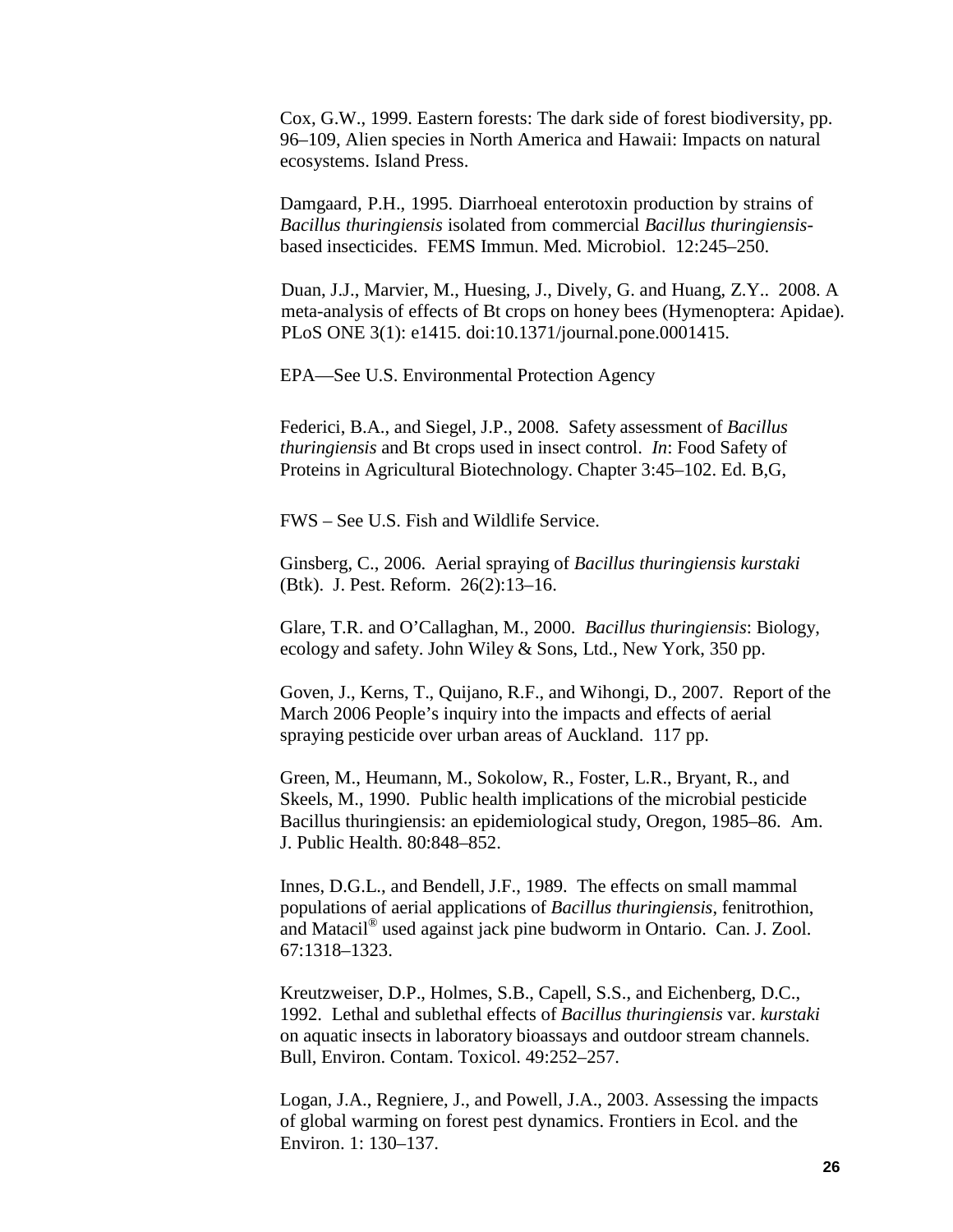Cox, G.W., 1999. Eastern forests: The dark side of forest biodiversity, pp. 96–109, Alien species in North America and Hawaii: Impacts on natural ecosystems. Island Press.

Damgaard, P.H., 1995. Diarrhoeal enterotoxin production by strains of *Bacillus thuringiensis* isolated from commercial *Bacillus thuringiensis*-based insecticides. FEMS Immun. Med. Microbiol. 12:245–250.

Duan, J.J., Marvier, M., Huesing, J., Dively, G. and Huang, Z.Y.. 2008. A meta-analysis of effects of Bt crops on honey bees (Hymenoptera: Apidae). PLoS ONE 3(1): e1415. doi:10.1371/journal.pone.0001415.

EPA—See U.S. Environmental Protection Agency

Federici, B.A., and Siegel, J.P., 2008. Safety assessment of *Bacillus thuringiensis* and Bt crops used in insect control. *In*: Food Safety of Proteins in Agricultural Biotechnology. Chapter 3:45–102. Ed. B,G,

FWS – See U.S. Fish and Wildlife Service.

Ginsberg, C., 2006. Aerial spraying of *Bacillus thuringiensis kurstaki* (Btk). J. Pest. Reform. 26(2):13–16.

Glare, T.R. and O'Callaghan, M., 2000. *Bacillus thuringiensis*: Biology, ecology and safety. John Wiley & Sons, Ltd., New York, 350 pp.

Goven, J., Kerns, T., Quijano, R.F., and Wihongi, D., 2007. Report of the March 2006 People's inquiry into the impacts and effects of aerial spraying pesticide over urban areas of Auckland. 117 pp.

Green, M., Heumann, M., Sokolow, R., Foster, L.R., Bryant, R., and Skeels, M., 1990. Public health implications of the microbial pesticide Bacillus thuringiensis: an epidemiological study, Oregon, 1985–86. Am. J. Public Health. 80:848–852.

Innes, D.G.L., and Bendell, J.F., 1989. The effects on small mammal populations of aerial applications of *Bacillus thuringiensis*, fenitrothion, and Matacil® used against jack pine budworm in Ontario. Can. J. Zool. 67:1318–1323.

Kreutzweiser, D.P., Holmes, S.B., Capell, S.S., and Eichenberg, D.C., 1992. Lethal and sublethal effects of *Bacillus thuringiensis* var. *kurstaki* on aquatic insects in laboratory bioassays and outdoor stream channels. Bull, Environ. Contam. Toxicol. 49:252–257.

Logan, J.A., Regniere, J., and Powell, J.A., 2003. Assessing the impacts of global warming on forest pest dynamics. Frontiers in Ecol. and the Environ. 1: 130–137.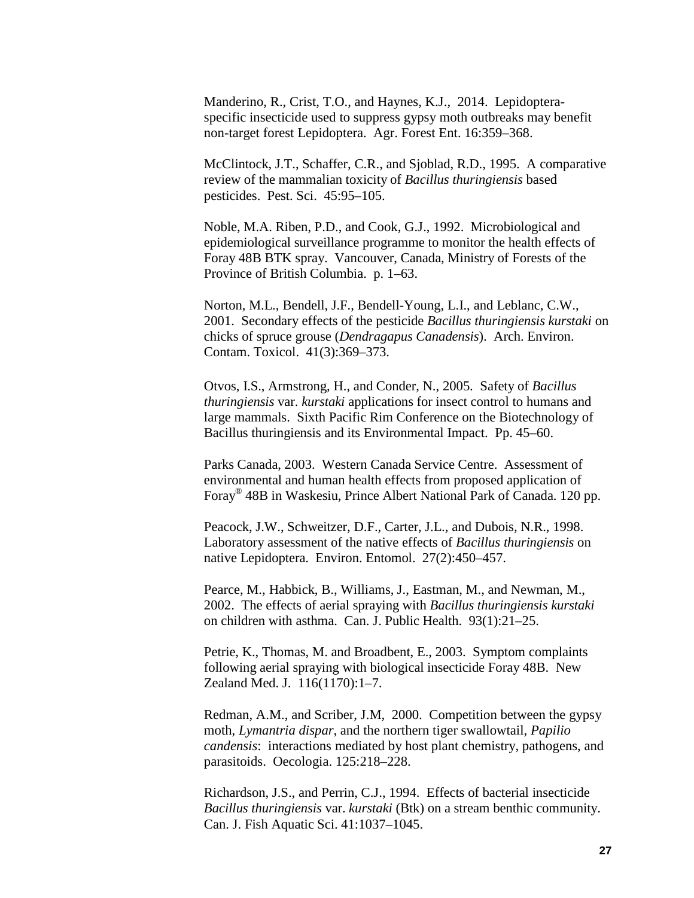Manderino, R., Crist, T.O., and Haynes, K.J., 2014. Lepidoptera-specific insecticide used to suppress gypsy moth outbreaks may benefit non-target forest Lepidoptera. Agr. Forest Ent. 16:359–368.

McClintock, J.T., Schaffer, C.R., and Sjoblad, R.D., 1995. A comparative review of the mammalian toxicity of *Bacillus thuringiensis* based pesticides. Pest. Sci. 45:95–105.

Noble, M.A. Riben, P.D., and Cook, G.J., 1992. Microbiological and epidemiological surveillance programme to monitor the health effects of Foray 48B BTK spray. Vancouver, Canada, Ministry of Forests of the Province of British Columbia. p. 1–63.

Norton, M.L., Bendell, J.F., Bendell-Young, L.I., and Leblanc, C.W., 2001. Secondary effects of the pesticide *Bacillus thuringiensis kurstaki* on chicks of spruce grouse (*Dendragapus Canadensis*). Arch. Environ. Contam. Toxicol. 41(3):369–373.

Otvos, I.S., Armstrong, H., and Conder, N., 2005. Safety of *Bacillus thuringiensis* var. *kurstaki* applications for insect control to humans and large mammals. Sixth Pacific Rim Conference on the Biotechnology of Bacillus thuringiensis and its Environmental Impact. Pp. 45–60.

Parks Canada, 2003. Western Canada Service Centre. Assessment of environmental and human health effects from proposed application of Foray® 48B in Waskesiu, Prince Albert National Park of Canada. 120 pp.

Peacock, J.W., Schweitzer, D.F., Carter, J.L., and Dubois, N.R., 1998. Laboratory assessment of the native effects of *Bacillus thuringiensis* on native Lepidoptera. Environ. Entomol. 27(2):450–457.

Pearce, M., Habbick, B., Williams, J., Eastman, M., and Newman, M., 2002. The effects of aerial spraying with *Bacillus thuringiensis kurstaki* on children with asthma. Can. J. Public Health. 93(1):21–25.

Petrie, K., Thomas, M. and Broadbent, E., 2003. Symptom complaints following aerial spraying with biological insecticide Foray 48B. New Zealand Med. J. 116(1170):1–7.

Redman, A.M., and Scriber, J.M, 2000. Competition between the gypsy moth, *Lymantria dispar*, and the northern tiger swallowtail, *Papilio candensis*: interactions mediated by host plant chemistry, pathogens, and parasitoids. Oecologia. 125:218–228.

Richardson, J.S., and Perrin, C.J., 1994. Effects of bacterial insecticide *Bacillus thuringiensis* var. *kurstaki* (Btk) on a stream benthic community. Can. J. Fish Aquatic Sci. 41:1037–1045.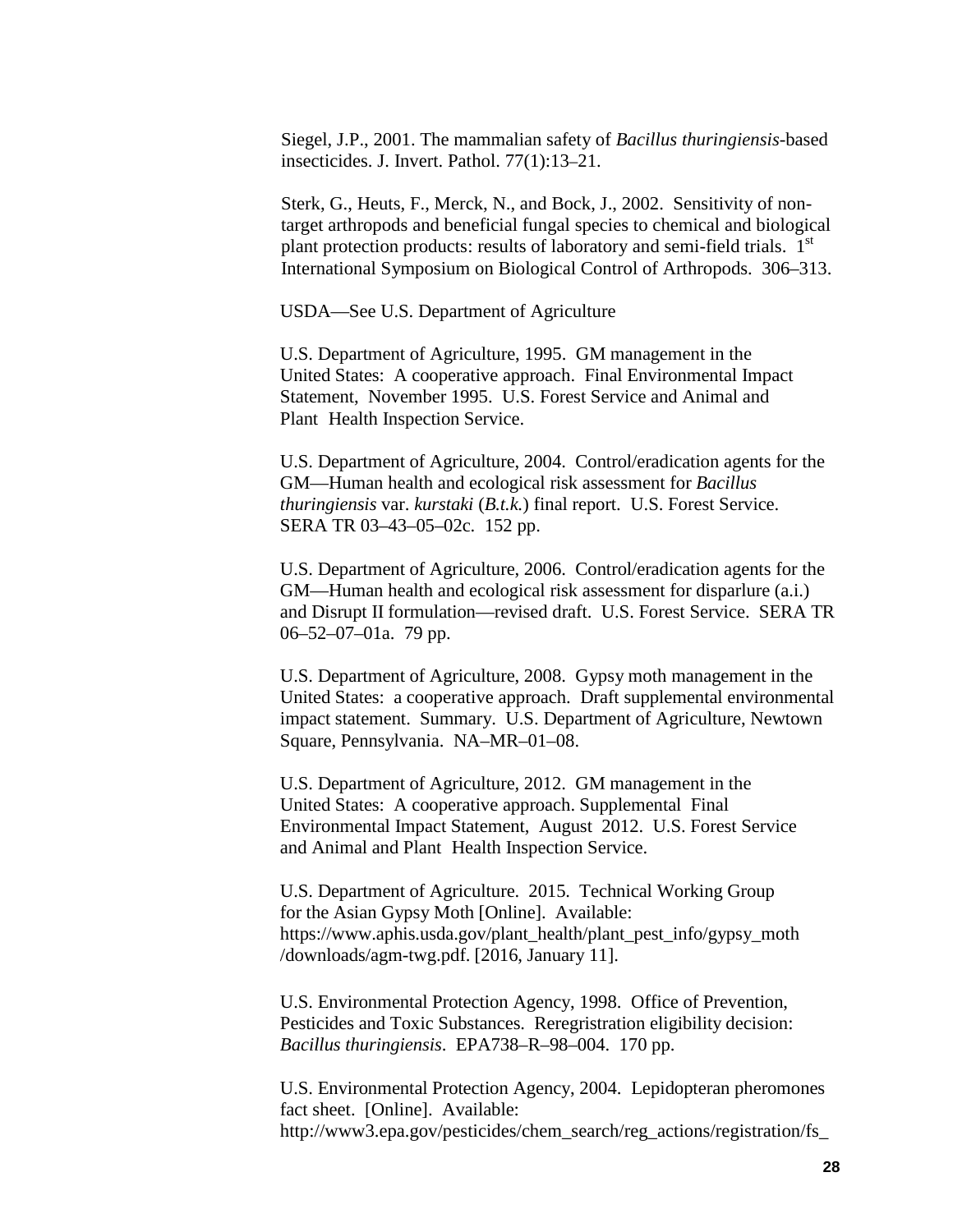Siegel, J.P., 2001. The mammalian safety of *Bacillus thuringiensis*-based insecticides. J. Invert. Pathol. 77(1):13–21.

Sterk, G., Heuts, F., Merck, N., and Bock, J., 2002. Sensitivity of non-target arthropods and beneficial fungal species to chemical and biological plant protection products: results of laboratory and semi-field trials. 1st International Symposium on Biological Control of Arthropods. 306–313.

USDA—See U.S. Department of Agriculture

U.S. Department of Agriculture, 1995. GM management in the United States: A cooperative approach. Final Environmental Impact Statement, November 1995. U.S. Forest Service and Animal and Plant Health Inspection Service.

U.S. Department of Agriculture, 2004. Control/eradication agents for the GM—Human health and ecological risk assessment for *Bacillus thuringiensis* var. *kurstaki* (*B.t.k.*) final report. U.S. Forest Service. SERA TR 03–43–05–02c. 152 pp.

U.S. Department of Agriculture, 2006. Control/eradication agents for the GM—Human health and ecological risk assessment for disparlure (a.i.) and Disrupt II formulation—revised draft. U.S. Forest Service. SERA TR 06–52–07–01a. 79 pp.

U.S. Department of Agriculture, 2008. Gypsy moth management in the United States: a cooperative approach. Draft supplemental environmental impact statement. Summary. U.S. Department of Agriculture, Newtown Square, Pennsylvania. NA–MR–01–08.

U.S. Department of Agriculture, 2012. GM management in the United States: A cooperative approach. Supplemental Final Environmental Impact Statement, August 2012. U.S. Forest Service and Animal and Plant Health Inspection Service.

U.S. Department of Agriculture. 2015. Technical Working Group for the Asian Gypsy Moth [Online]. Available: https://www.aphis.usda.gov/plant_health/plant_pest_info/gypsy_moth/downloads/agm-twg.pdf. [2016, January 11].

U.S. Environmental Protection Agency, 1998. Office of Prevention, Pesticides and Toxic Substances. Reregristration eligibility decision: *Bacillus thuringiensis*. EPA738–R–98–004. 170 pp.

U.S. Environmental Protection Agency, 2004. Lepidopteran pheromones fact sheet. [Online]. Available: http://www3.epa.gov/pesticides/chem_search/reg_actions/registration/fs_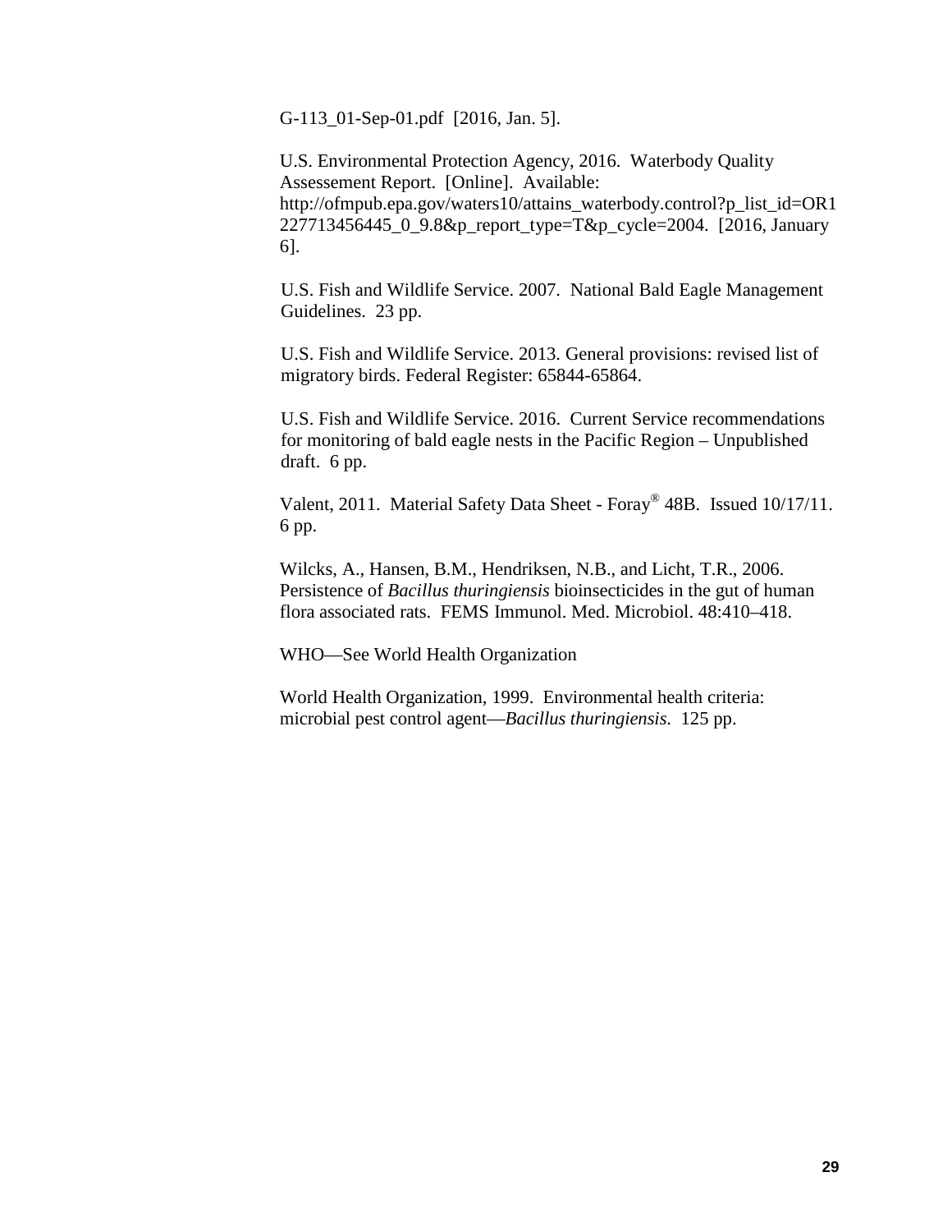G-113_01-Sep-01.pdf [2016, Jan. 5].

U.S. Environmental Protection Agency, 2016. Waterbody Quality Assessement Report. [Online]. Available: http://ofmpub.epa.gov/waters10/attains_waterbody.control?p_list_id=OR1227713456445_0_9.8&p_report_type=T&p_cycle=2004. [2016, January 6].

U.S. Fish and Wildlife Service. 2007. National Bald Eagle Management Guidelines. 23 pp.

U.S. Fish and Wildlife Service. 2013. General provisions: revised list of migratory birds. Federal Register: 65844-65864.

U.S. Fish and Wildlife Service. 2016. Current Service recommendations for monitoring of bald eagle nests in the Pacific Region – Unpublished draft. 6 pp.

Valent, 2011. Material Safety Data Sheet - Foray® 48B. Issued 10/17/11. 6 pp.

Wilcks, A., Hansen, B.M., Hendriksen, N.B., and Licht, T.R., 2006. Persistence of *Bacillus thuringiensis* bioinsecticides in the gut of human flora associated rats. FEMS Immunol. Med. Microbiol. 48:410–418.

WHO—See World Health Organization

World Health Organization, 1999. Environmental health criteria: microbial pest control agent—*Bacillus thuringiensis*. 125 pp.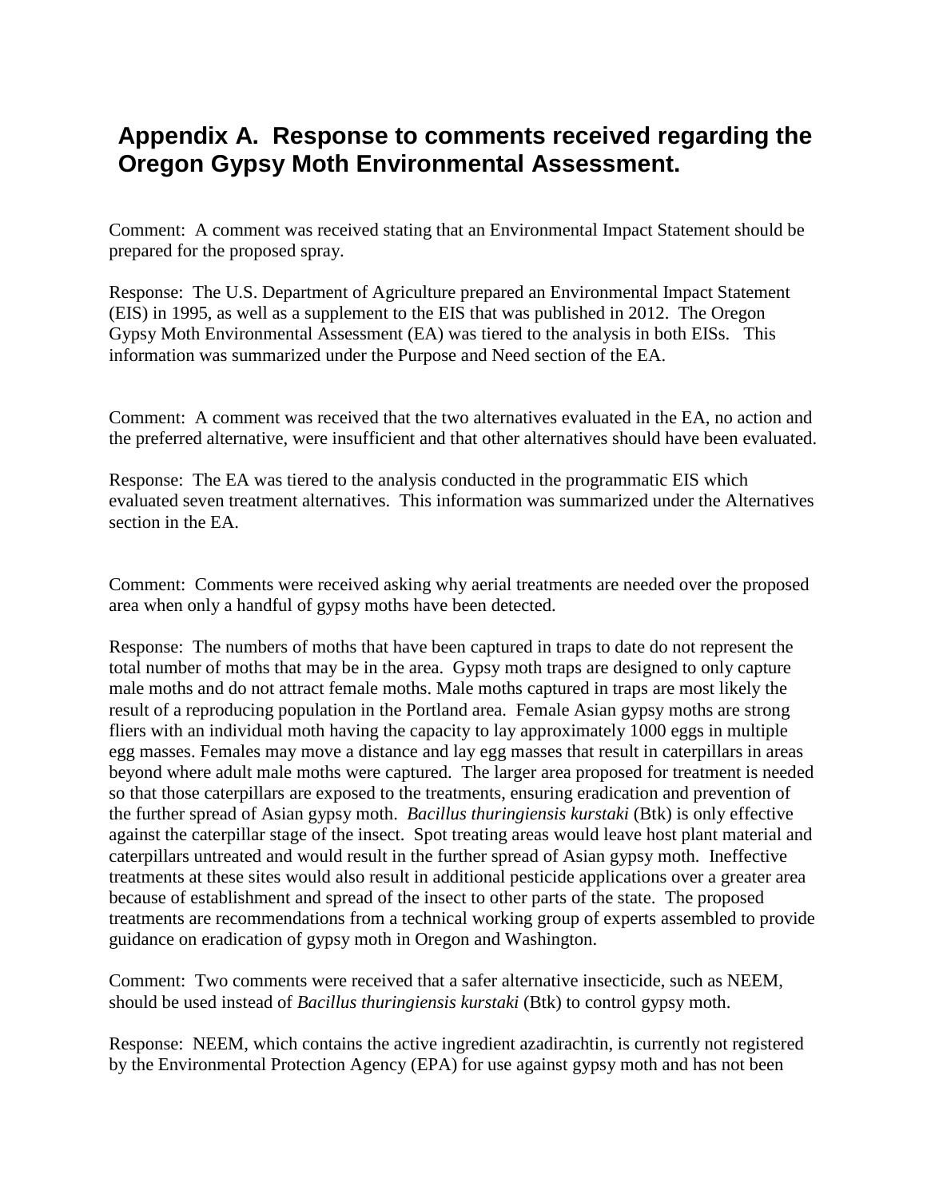## Appendix A. Response to comments received regarding the Oregon Gypsy Moth Environmental Assessment.

Comment: A comment was received stating that an Environmental Impact Statement should be prepared for the proposed spray.

Response: The U.S. Department of Agriculture prepared an Environmental Impact Statement (EIS) in 1995, as well as a supplement to the EIS that was published in 2012. The Oregon Gypsy Moth Environmental Assessment (EA) was tiered to the analysis in both EISs. This information was summarized under the Purpose and Need section of the EA.

Comment: A comment was received that the two alternatives evaluated in the EA, no action and the preferred alternative, were insufficient and that other alternatives should have been evaluated.

Response: The EA was tiered to the analysis conducted in the programmatic EIS which evaluated seven treatment alternatives. This information was summarized under the Alternatives section in the EA.

Comment: Comments were received asking why aerial treatments are needed over the proposed area when only a handful of gypsy moths have been detected.

Response: The numbers of moths that have been captured in traps to date do not represent the total number of moths that may be in the area. Gypsy moth traps are designed to only capture male moths and do not attract female moths. Male moths captured in traps are most likely the result of a reproducing population in the Portland area. Female Asian gypsy moths are strong fliers with an individual moth having the capacity to lay approximately 1000 eggs in multiple egg masses. Females may move a distance and lay egg masses that result in caterpillars in areas beyond where adult male moths were captured. The larger area proposed for treatment is needed so that those caterpillars are exposed to the treatments, ensuring eradication and prevention of the further spread of Asian gypsy moth. *Bacillus thuringiensis kurstaki* (Btk) is only effective against the caterpillar stage of the insect. Spot treating areas would leave host plant material and caterpillars untreated and would result in the further spread of Asian gypsy moth. Ineffective treatments at these sites would also result in additional pesticide applications over a greater area because of establishment and spread of the insect to other parts of the state. The proposed treatments are recommendations from a technical working group of experts assembled to provide guidance on eradication of gypsy moth in Oregon and Washington.

Comment: Two comments were received that a safer alternative insecticide, such as NEEM, should be used instead of *Bacillus thuringiensis kurstaki* (Btk) to control gypsy moth.

Response: NEEM, which contains the active ingredient azadirachtin, is currently not registered by the Environmental Protection Agency (EPA) for use against gypsy moth and has not been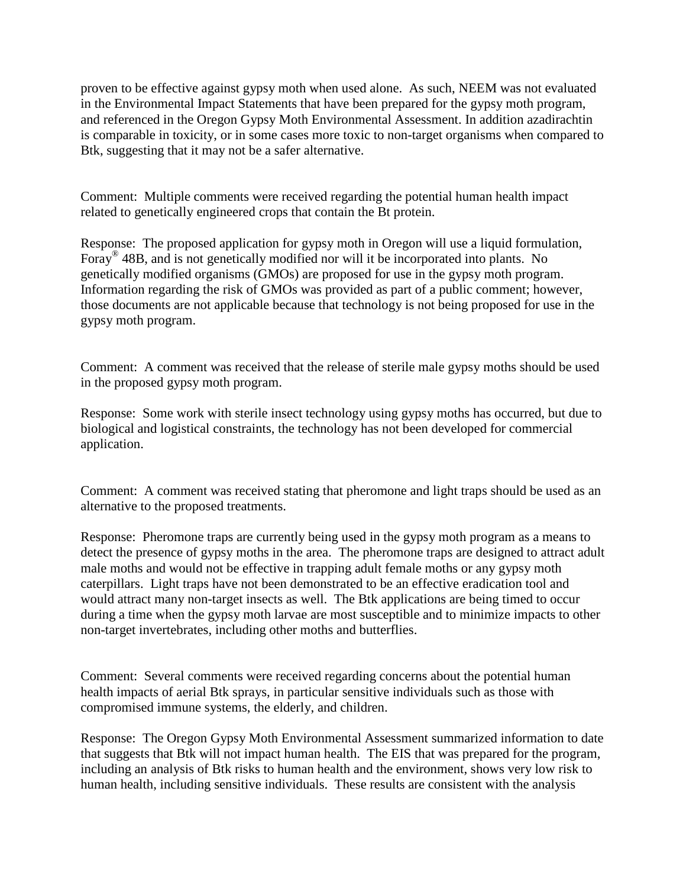proven to be effective against gypsy moth when used alone. As such, NEEM was not evaluated in the Environmental Impact Statements that have been prepared for the gypsy moth program, and referenced in the Oregon Gypsy Moth Environmental Assessment. In addition azadirachtin is comparable in toxicity, or in some cases more toxic to non-target organisms when compared to Btk, suggesting that it may not be a safer alternative.

Comment: Multiple comments were received regarding the potential human health impact related to genetically engineered crops that contain the Bt protein.

Response: The proposed application for gypsy moth in Oregon will use a liquid formulation, Foray® 48B, and is not genetically modified nor will it be incorporated into plants. No genetically modified organisms (GMOs) are proposed for use in the gypsy moth program. Information regarding the risk of GMOs was provided as part of a public comment; however, those documents are not applicable because that technology is not being proposed for use in the gypsy moth program.

Comment: A comment was received that the release of sterile male gypsy moths should be used in the proposed gypsy moth program.

Response: Some work with sterile insect technology using gypsy moths has occurred, but due to biological and logistical constraints, the technology has not been developed for commercial application.

Comment: A comment was received stating that pheromone and light traps should be used as an alternative to the proposed treatments.

Response: Pheromone traps are currently being used in the gypsy moth program as a means to detect the presence of gypsy moths in the area. The pheromone traps are designed to attract adult male moths and would not be effective in trapping adult female moths or any gypsy moth caterpillars. Light traps have not been demonstrated to be an effective eradication tool and would attract many non-target insects as well. The Btk applications are being timed to occur during a time when the gypsy moth larvae are most susceptible and to minimize impacts to other non-target invertebrates, including other moths and butterflies.

Comment: Several comments were received regarding concerns about the potential human health impacts of aerial Btk sprays, in particular sensitive individuals such as those with compromised immune systems, the elderly, and children.

Response: The Oregon Gypsy Moth Environmental Assessment summarized information to date that suggests that Btk will not impact human health. The EIS that was prepared for the program, including an analysis of Btk risks to human health and the environment, shows very low risk to human health, including sensitive individuals. These results are consistent with the analysis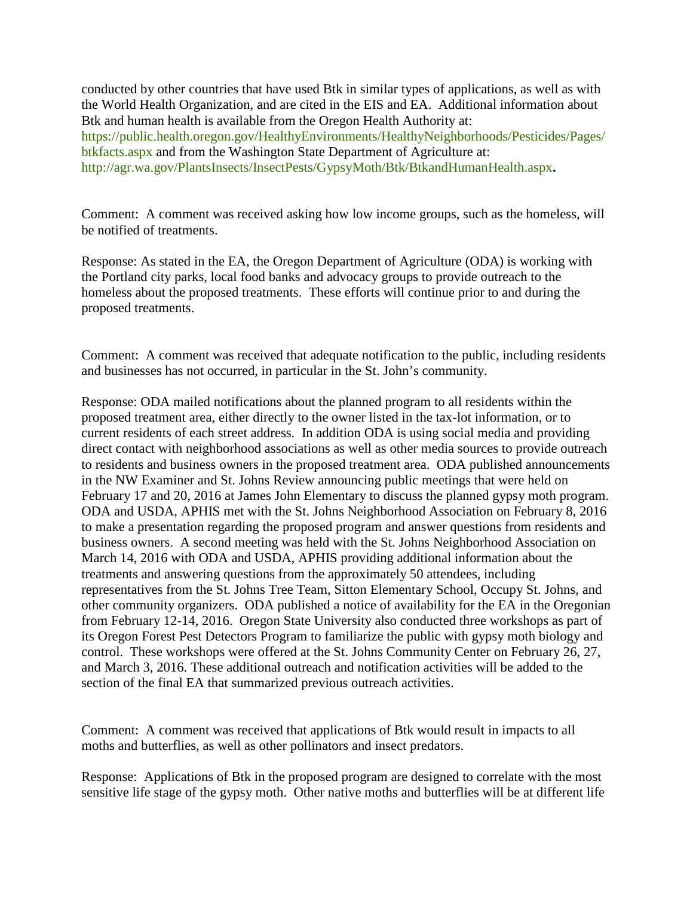conducted by other countries that have used Btk in similar types of applications, as well as with the World Health Organization, and are cited in the EIS and EA. Additional information about Btk and human health is available from the Oregon Health Authority at: https://public.health.oregon.gov/HealthyEnvironments/HealthyNeighborhoods/Pesticides/Pages/btkfacts.aspx and from the Washington State Department of Agriculture at: http://agr.wa.gov/PlantsInsects/InsectPests/GypsyMoth/Btk/BtkandHumanHealth.aspx.

Comment: A comment was received asking how low income groups, such as the homeless, will be notified of treatments.

Response: As stated in the EA, the Oregon Department of Agriculture (ODA) is working with the Portland city parks, local food banks and advocacy groups to provide outreach to the homeless about the proposed treatments. These efforts will continue prior to and during the proposed treatments.

Comment: A comment was received that adequate notification to the public, including residents and businesses has not occurred, in particular in the St. John's community.

Response: ODA mailed notifications about the planned program to all residents within the proposed treatment area, either directly to the owner listed in the tax-lot information, or to current residents of each street address. In addition ODA is using social media and providing direct contact with neighborhood associations as well as other media sources to provide outreach to residents and business owners in the proposed treatment area. ODA published announcements in the NW Examiner and St. Johns Review announcing public meetings that were held on February 17 and 20, 2016 at James John Elementary to discuss the planned gypsy moth program. ODA and USDA, APHIS met with the St. Johns Neighborhood Association on February 8, 2016 to make a presentation regarding the proposed program and answer questions from residents and business owners. A second meeting was held with the St. Johns Neighborhood Association on March 14, 2016 with ODA and USDA, APHIS providing additional information about the treatments and answering questions from the approximately 50 attendees, including representatives from the St. Johns Tree Team, Sitton Elementary School, Occupy St. Johns, and other community organizers. ODA published a notice of availability for the EA in the Oregonian from February 12-14, 2016. Oregon State University also conducted three workshops as part of its Oregon Forest Pest Detectors Program to familiarize the public with gypsy moth biology and control. These workshops were offered at the St. Johns Community Center on February 26, 27, and March 3, 2016. These additional outreach and notification activities will be added to the section of the final EA that summarized previous outreach activities.

Comment: A comment was received that applications of Btk would result in impacts to all moths and butterflies, as well as other pollinators and insect predators.

Response: Applications of Btk in the proposed program are designed to correlate with the most sensitive life stage of the gypsy moth. Other native moths and butterflies will be at different life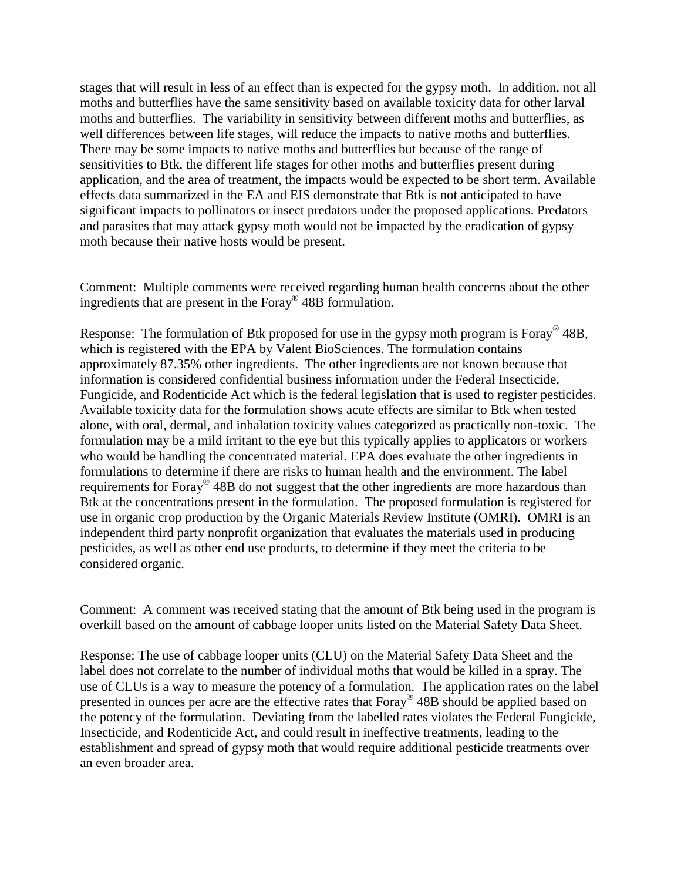stages that will result in less of an effect than is expected for the gypsy moth. In addition, not all moths and butterflies have the same sensitivity based on available toxicity data for other larval moths and butterflies. The variability in sensitivity between different moths and butterflies, as well differences between life stages, will reduce the impacts to native moths and butterflies. There may be some impacts to native moths and butterflies but because of the range of sensitivities to Btk, the different life stages for other moths and butterflies present during application, and the area of treatment, the impacts would be expected to be short term. Available effects data summarized in the EA and EIS demonstrate that Btk is not anticipated to have significant impacts to pollinators or insect predators under the proposed applications. Predators and parasites that may attack gypsy moth would not be impacted by the eradication of gypsy moth because their native hosts would be present.

Comment: Multiple comments were received regarding human health concerns about the other ingredients that are present in the Foray® 48B formulation.

Response: The formulation of Btk proposed for use in the gypsy moth program is Foray® 48B, which is registered with the EPA by Valent BioSciences. The formulation contains approximately 87.35% other ingredients. The other ingredients are not known because that information is considered confidential business information under the Federal Insecticide, Fungicide, and Rodenticide Act which is the federal legislation that is used to register pesticides. Available toxicity data for the formulation shows acute effects are similar to Btk when tested alone, with oral, dermal, and inhalation toxicity values categorized as practically non-toxic. The formulation may be a mild irritant to the eye but this typically applies to applicators or workers who would be handling the concentrated material. EPA does evaluate the other ingredients in formulations to determine if there are risks to human health and the environment. The label requirements for Foray® 48B do not suggest that the other ingredients are more hazardous than Btk at the concentrations present in the formulation. The proposed formulation is registered for use in organic crop production by the Organic Materials Review Institute (OMRI). OMRI is an independent third party nonprofit organization that evaluates the materials used in producing pesticides, as well as other end use products, to determine if they meet the criteria to be considered organic.

Comment: A comment was received stating that the amount of Btk being used in the program is overkill based on the amount of cabbage looper units listed on the Material Safety Data Sheet.

Response: The use of cabbage looper units (CLU) on the Material Safety Data Sheet and the label does not correlate to the number of individual moths that would be killed in a spray. The use of CLUs is a way to measure the potency of a formulation. The application rates on the label presented in ounces per acre are the effective rates that Foray® 48B should be applied based on the potency of the formulation. Deviating from the labelled rates violates the Federal Fungicide, Insecticide, and Rodenticide Act, and could result in ineffective treatments, leading to the establishment and spread of gypsy moth that would require additional pesticide treatments over an even broader area.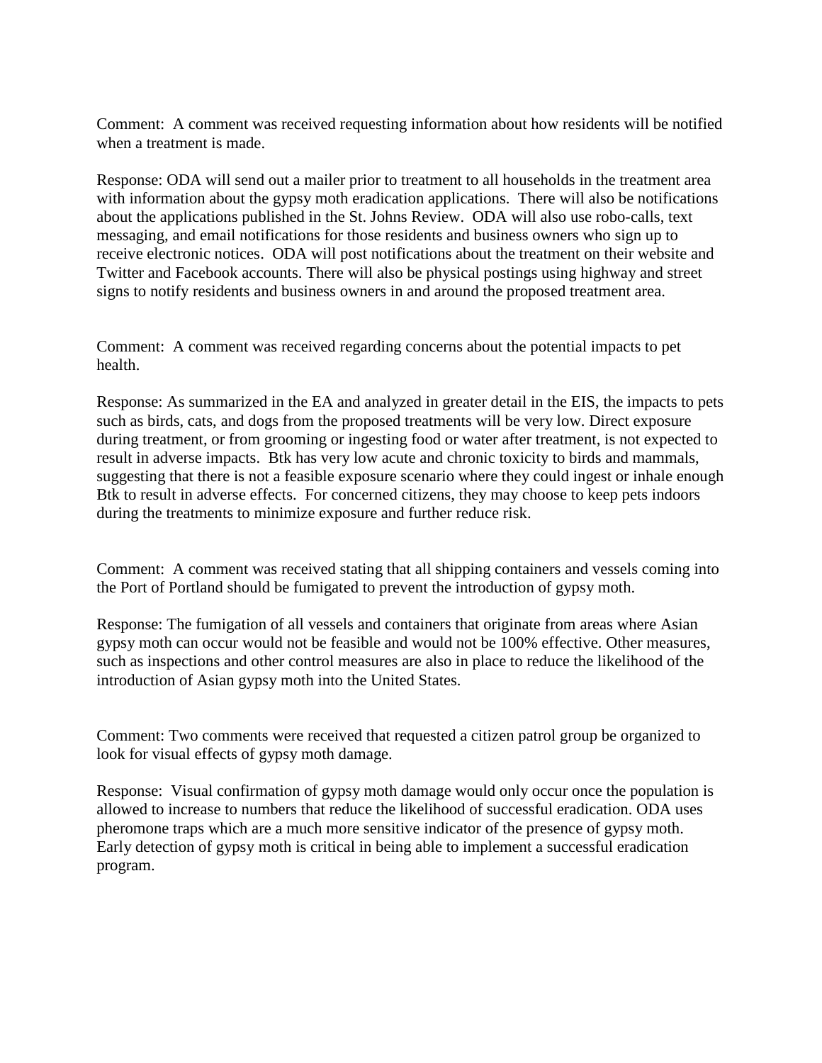Comment: A comment was received requesting information about how residents will be notified when a treatment is made.

Response: ODA will send out a mailer prior to treatment to all households in the treatment area with information about the gypsy moth eradication applications. There will also be notifications about the applications published in the St. Johns Review. ODA will also use robo-calls, text messaging, and email notifications for those residents and business owners who sign up to receive electronic notices. ODA will post notifications about the treatment on their website and Twitter and Facebook accounts. There will also be physical postings using highway and street signs to notify residents and business owners in and around the proposed treatment area.

Comment: A comment was received regarding concerns about the potential impacts to pet health.

Response: As summarized in the EA and analyzed in greater detail in the EIS, the impacts to pets such as birds, cats, and dogs from the proposed treatments will be very low. Direct exposure during treatment, or from grooming or ingesting food or water after treatment, is not expected to result in adverse impacts. Btk has very low acute and chronic toxicity to birds and mammals, suggesting that there is not a feasible exposure scenario where they could ingest or inhale enough Btk to result in adverse effects. For concerned citizens, they may choose to keep pets indoors during the treatments to minimize exposure and further reduce risk.

Comment: A comment was received stating that all shipping containers and vessels coming into the Port of Portland should be fumigated to prevent the introduction of gypsy moth.

Response: The fumigation of all vessels and containers that originate from areas where Asian gypsy moth can occur would not be feasible and would not be 100% effective. Other measures, such as inspections and other control measures are also in place to reduce the likelihood of the introduction of Asian gypsy moth into the United States.

Comment: Two comments were received that requested a citizen patrol group be organized to look for visual effects of gypsy moth damage.

Response: Visual confirmation of gypsy moth damage would only occur once the population is allowed to increase to numbers that reduce the likelihood of successful eradication. ODA uses pheromone traps which are a much more sensitive indicator of the presence of gypsy moth. Early detection of gypsy moth is critical in being able to implement a successful eradication program.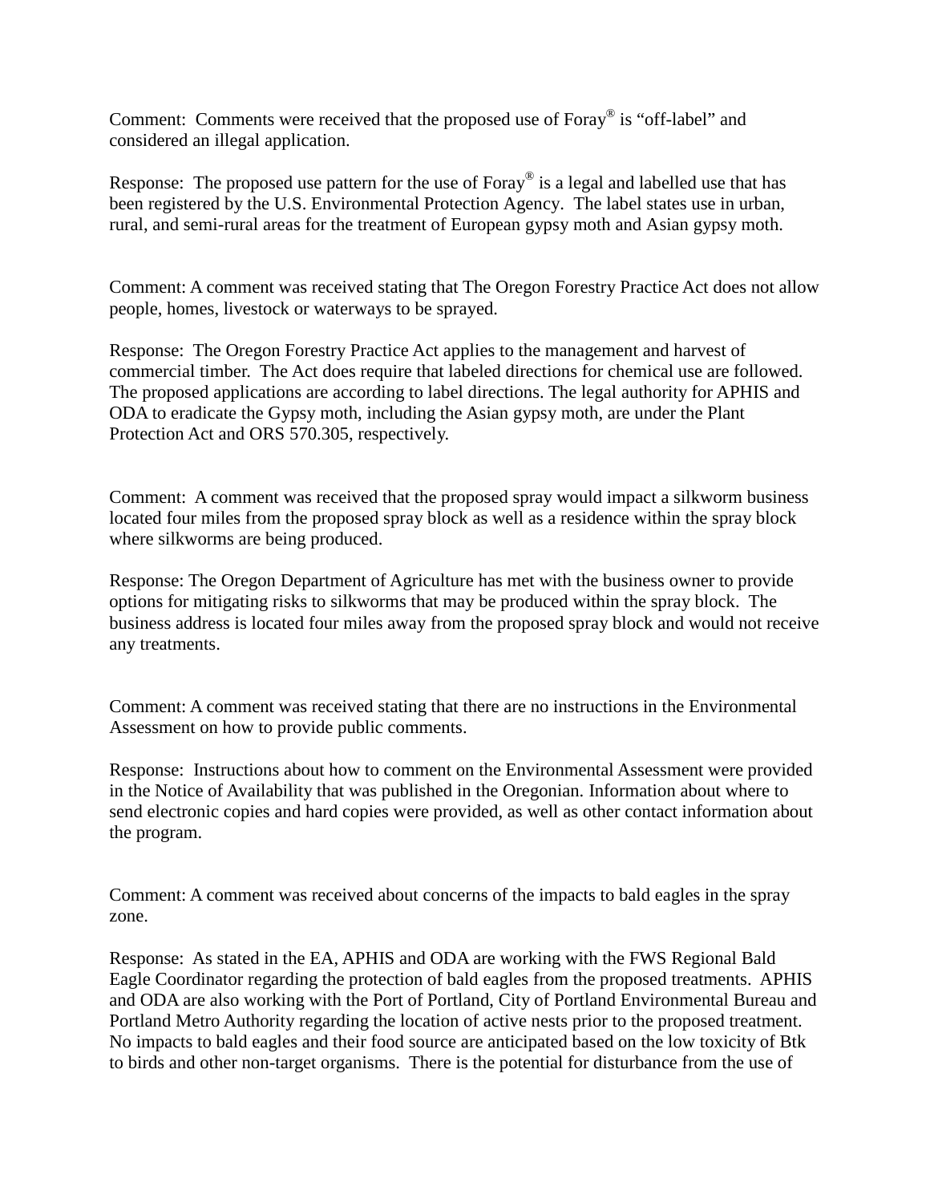Comment: Comments were received that the proposed use of Foray® is "off-label" and considered an illegal application.

Response: The proposed use pattern for the use of Foray® is a legal and labelled use that has been registered by the U.S. Environmental Protection Agency. The label states use in urban, rural, and semi-rural areas for the treatment of European gypsy moth and Asian gypsy moth.

Comment: A comment was received stating that The Oregon Forestry Practice Act does not allow people, homes, livestock or waterways to be sprayed.

Response: The Oregon Forestry Practice Act applies to the management and harvest of commercial timber. The Act does require that labeled directions for chemical use are followed. The proposed applications are according to label directions. The legal authority for APHIS and ODA to eradicate the Gypsy moth, including the Asian gypsy moth, are under the Plant Protection Act and ORS 570.305, respectively.

Comment: A comment was received that the proposed spray would impact a silkworm business located four miles from the proposed spray block as well as a residence within the spray block where silkworms are being produced.

Response: The Oregon Department of Agriculture has met with the business owner to provide options for mitigating risks to silkworms that may be produced within the spray block. The business address is located four miles away from the proposed spray block and would not receive any treatments.

Comment: A comment was received stating that there are no instructions in the Environmental Assessment on how to provide public comments.

Response: Instructions about how to comment on the Environmental Assessment were provided in the Notice of Availability that was published in the Oregonian. Information about where to send electronic copies and hard copies were provided, as well as other contact information about the program.

Comment: A comment was received about concerns of the impacts to bald eagles in the spray zone.

Response: As stated in the EA, APHIS and ODA are working with the FWS Regional Bald Eagle Coordinator regarding the protection of bald eagles from the proposed treatments. APHIS and ODA are also working with the Port of Portland, City of Portland Environmental Bureau and Portland Metro Authority regarding the location of active nests prior to the proposed treatment. No impacts to bald eagles and their food source are anticipated based on the low toxicity of Btk to birds and other non-target organisms. There is the potential for disturbance from the use of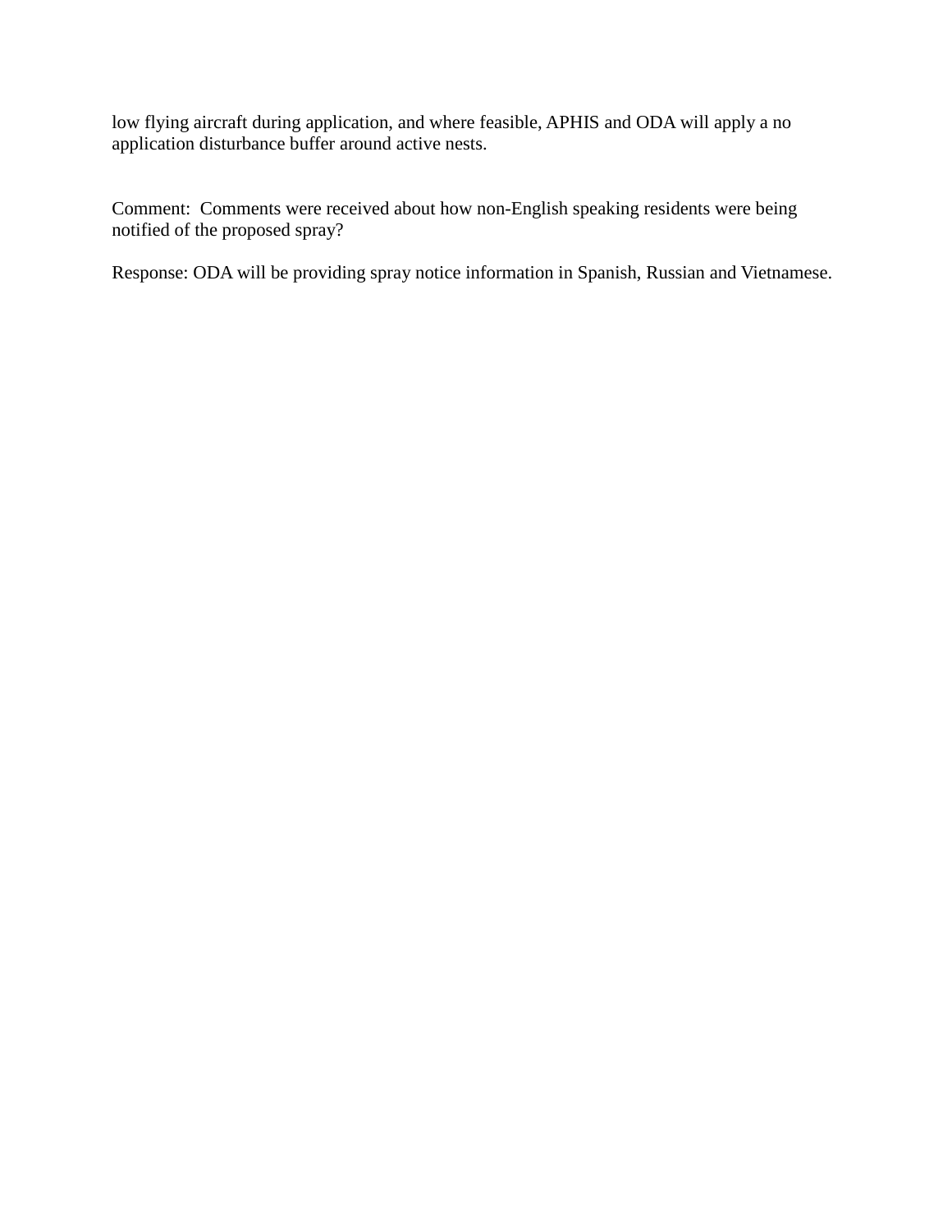low flying aircraft during application, and where feasible, APHIS and ODA will apply a no application disturbance buffer around active nests.

Comment: Comments were received about how non-English speaking residents were being notified of the proposed spray?

Response: ODA will be providing spray notice information in Spanish, Russian and Vietnamese.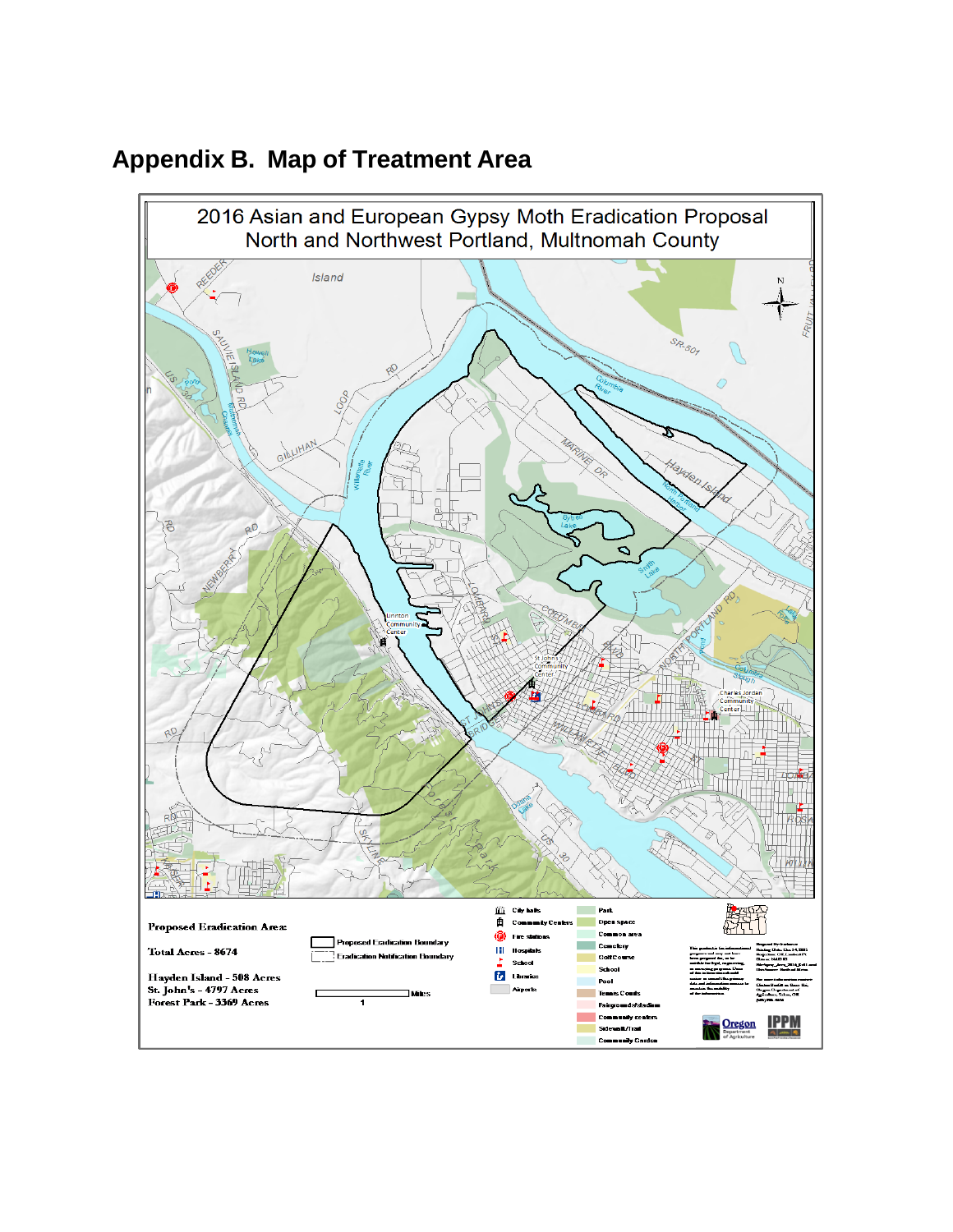# Appendix B. Map of Treatment Area

2016 Asian and European Gypsy Moth Eradication Proposal
North and Northwest Portland, Multnomah County

Proposed Eradication Area:

Total Acres - 8674

Hayden Island - 508 Acres
St. John's - 4797 Acres
Forest Park - 3369 Acres

Proposed Eradication Boundary
Eradication Notification Boundary

Miles
1

City halls
Community Centers
Fire stations
Hospitals
School
Libraries
Airports

Park
Open space
Common area
Cemetery
Golf Course
School
Pool
Tennis Courts
Fairgrounds/stadium
Community centers
Sidewalk/Trail
Community Garden